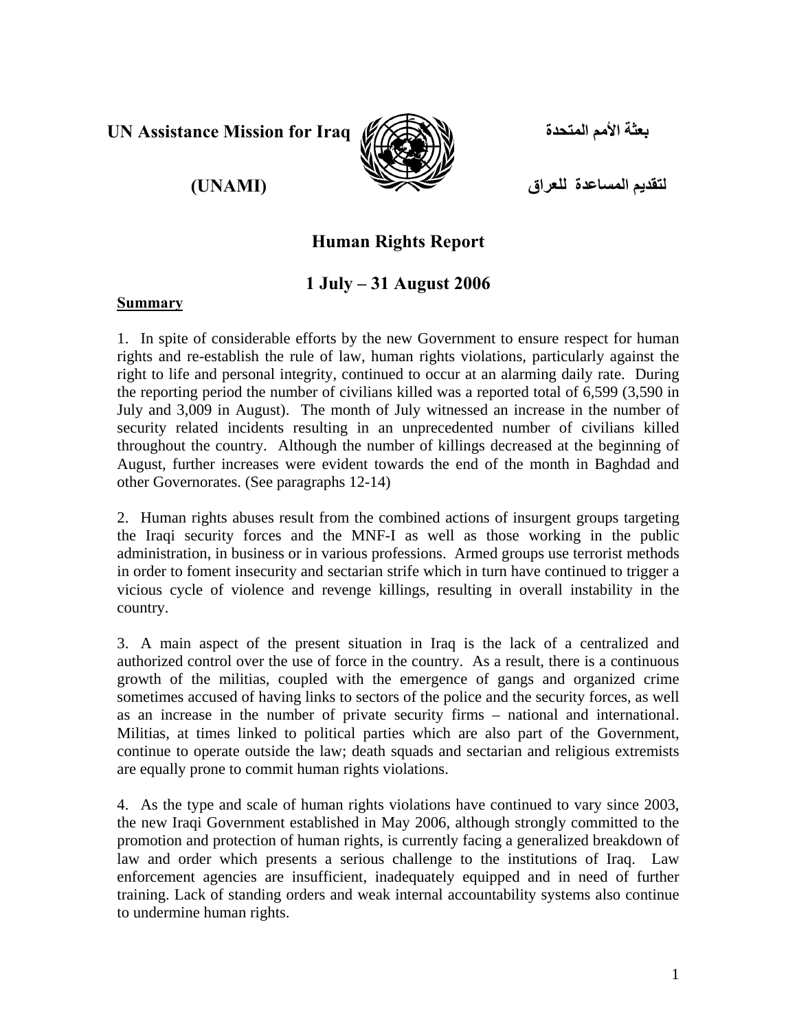**UN Assistance Mission for Iraq** **بعثة الأمم المتحدة**

**(UNAMI)** **لتقديم المساعدة للعراق**

# Human Rights Report

## 1 July – 31 August 2006

**Summary**

1. In spite of considerable efforts by the new Government to ensure respect for human rights and re-establish the rule of law, human rights violations, particularly against the right to life and personal integrity, continued to occur at an alarming daily rate. During the reporting period the number of civilians killed was a reported total of 6,599 (3,590 in July and 3,009 in August). The month of July witnessed an increase in the number of security related incidents resulting in an unprecedented number of civilians killed throughout the country. Although the number of killings decreased at the beginning of August, further increases were evident towards the end of the month in Baghdad and other Governorates. (See paragraphs 12-14)

2. Human rights abuses result from the combined actions of insurgent groups targeting the Iraqi security forces and the MNF-I as well as those working in the public administration, in business or in various professions. Armed groups use terrorist methods in order to foment insecurity and sectarian strife which in turn have continued to trigger a vicious cycle of violence and revenge killings, resulting in overall instability in the country.

3. A main aspect of the present situation in Iraq is the lack of a centralized and authorized control over the use of force in the country. As a result, there is a continuous growth of the militias, coupled with the emergence of gangs and organized crime sometimes accused of having links to sectors of the police and the security forces, as well as an increase in the number of private security firms – national and international. Militias, at times linked to political parties which are also part of the Government, continue to operate outside the law; death squads and sectarian and religious extremists are equally prone to commit human rights violations.

4. As the type and scale of human rights violations have continued to vary since 2003, the new Iraqi Government established in May 2006, although strongly committed to the promotion and protection of human rights, is currently facing a generalized breakdown of law and order which presents a serious challenge to the institutions of Iraq. Law enforcement agencies are insufficient, inadequately equipped and in need of further training. Lack of standing orders and weak internal accountability systems also continue to undermine human rights.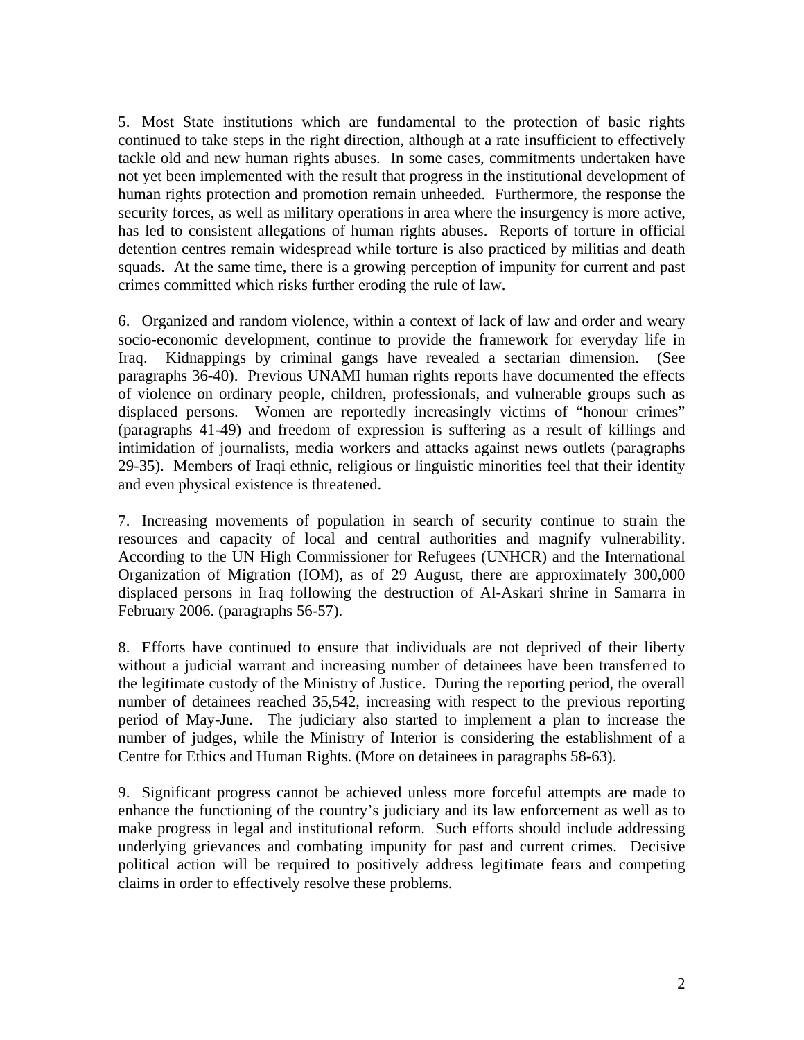5. Most State institutions which are fundamental to the protection of basic rights continued to take steps in the right direction, although at a rate insufficient to effectively tackle old and new human rights abuses. In some cases, commitments undertaken have not yet been implemented with the result that progress in the institutional development of human rights protection and promotion remain unheeded. Furthermore, the response the security forces, as well as military operations in area where the insurgency is more active, has led to consistent allegations of human rights abuses. Reports of torture in official detention centres remain widespread while torture is also practiced by militias and death squads. At the same time, there is a growing perception of impunity for current and past crimes committed which risks further eroding the rule of law.

6. Organized and random violence, within a context of lack of law and order and weary socio-economic development, continue to provide the framework for everyday life in Iraq. Kidnappings by criminal gangs have revealed a sectarian dimension. (See paragraphs 36-40). Previous UNAMI human rights reports have documented the effects of violence on ordinary people, children, professionals, and vulnerable groups such as displaced persons. Women are reportedly increasingly victims of "honour crimes" (paragraphs 41-49) and freedom of expression is suffering as a result of killings and intimidation of journalists, media workers and attacks against news outlets (paragraphs 29-35). Members of Iraqi ethnic, religious or linguistic minorities feel that their identity and even physical existence is threatened.

7. Increasing movements of population in search of security continue to strain the resources and capacity of local and central authorities and magnify vulnerability. According to the UN High Commissioner for Refugees (UNHCR) and the International Organization of Migration (IOM), as of 29 August, there are approximately 300,000 displaced persons in Iraq following the destruction of Al-Askari shrine in Samarra in February 2006. (paragraphs 56-57).

8. Efforts have continued to ensure that individuals are not deprived of their liberty without a judicial warrant and increasing number of detainees have been transferred to the legitimate custody of the Ministry of Justice. During the reporting period, the overall number of detainees reached 35,542, increasing with respect to the previous reporting period of May-June. The judiciary also started to implement a plan to increase the number of judges, while the Ministry of Interior is considering the establishment of a Centre for Ethics and Human Rights. (More on detainees in paragraphs 58-63).

9. Significant progress cannot be achieved unless more forceful attempts are made to enhance the functioning of the country's judiciary and its law enforcement as well as to make progress in legal and institutional reform. Such efforts should include addressing underlying grievances and combating impunity for past and current crimes. Decisive political action will be required to positively address legitimate fears and competing claims in order to effectively resolve these problems.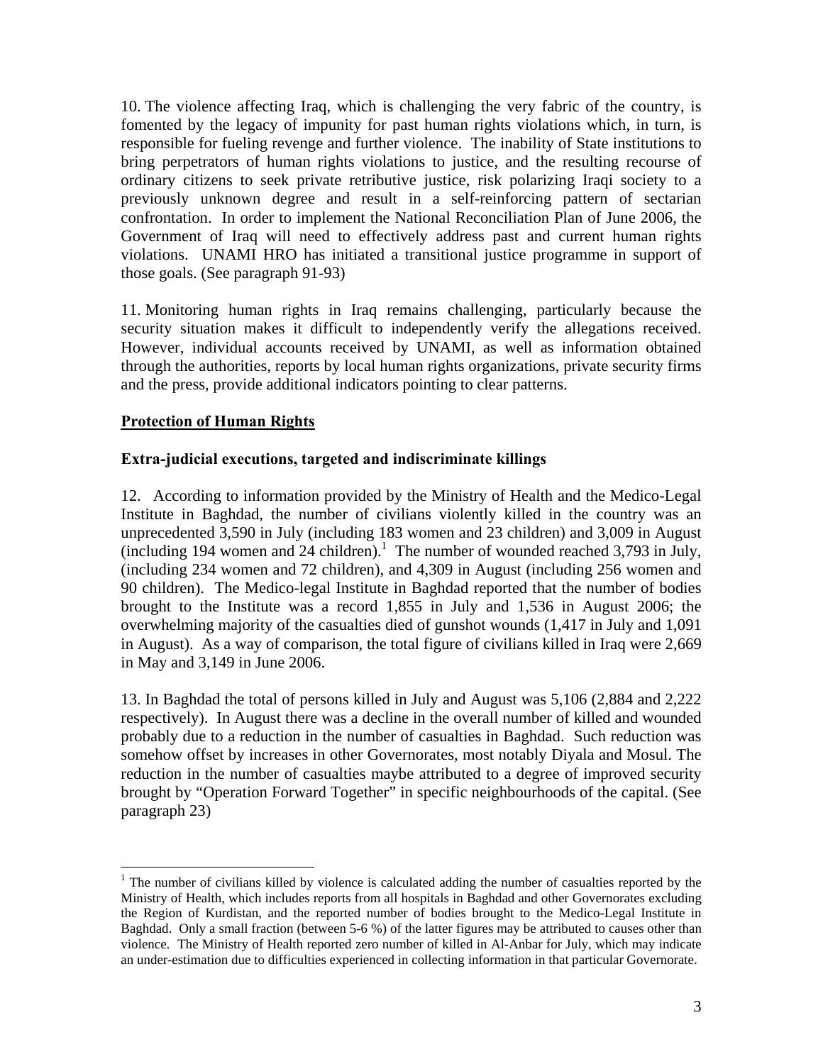10. The violence affecting Iraq, which is challenging the very fabric of the country, is fomented by the legacy of impunity for past human rights violations which, in turn, is responsible for fueling revenge and further violence. The inability of State institutions to bring perpetrators of human rights violations to justice, and the resulting recourse of ordinary citizens to seek private retributive justice, risk polarizing Iraqi society to a previously unknown degree and result in a self-reinforcing pattern of sectarian confrontation. In order to implement the National Reconciliation Plan of June 2006, the Government of Iraq will need to effectively address past and current human rights violations. UNAMI HRO has initiated a transitional justice programme in support of those goals. (See paragraph 91-93)

11. Monitoring human rights in Iraq remains challenging, particularly because the security situation makes it difficult to independently verify the allegations received. However, individual accounts received by UNAMI, as well as information obtained through the authorities, reports by local human rights organizations, private security firms and the press, provide additional indicators pointing to clear patterns.

## Protection of Human Rights

### Extra-judicial executions, targeted and indiscriminate killings

12. According to information provided by the Ministry of Health and the Medico-Legal Institute in Baghdad, the number of civilians violently killed in the country was an unprecedented 3,590 in July (including 183 women and 23 children) and 3,009 in August (including 194 women and 24 children).[1] The number of wounded reached 3,793 in July, (including 234 women and 72 children), and 4,309 in August (including 256 women and 90 children). The Medico-legal Institute in Baghdad reported that the number of bodies brought to the Institute was a record 1,855 in July and 1,536 in August 2006; the overwhelming majority of the casualties died of gunshot wounds (1,417 in July and 1,091 in August). As a way of comparison, the total figure of civilians killed in Iraq were 2,669 in May and 3,149 in June 2006.

13. In Baghdad the total of persons killed in July and August was 5,106 (2,884 and 2,222 respectively). In August there was a decline in the overall number of killed and wounded probably due to a reduction in the number of casualties in Baghdad. Such reduction was somehow offset by increases in other Governorates, most notably Diyala and Mosul. The reduction in the number of casualties maybe attributed to a degree of improved security brought by "Operation Forward Together" in specific neighbourhoods of the capital. (See paragraph 23)

[1] The number of civilians killed by violence is calculated adding the number of casualties reported by the Ministry of Health, which includes reports from all hospitals in Baghdad and other Governorates excluding the Region of Kurdistan, and the reported number of bodies brought to the Medico-Legal Institute in Baghdad. Only a small fraction (between 5-6 %) of the latter figures may be attributed to causes other than violence. The Ministry of Health reported zero number of killed in Al-Anbar for July, which may indicate an under-estimation due to difficulties experienced in collecting information in that particular Governorate.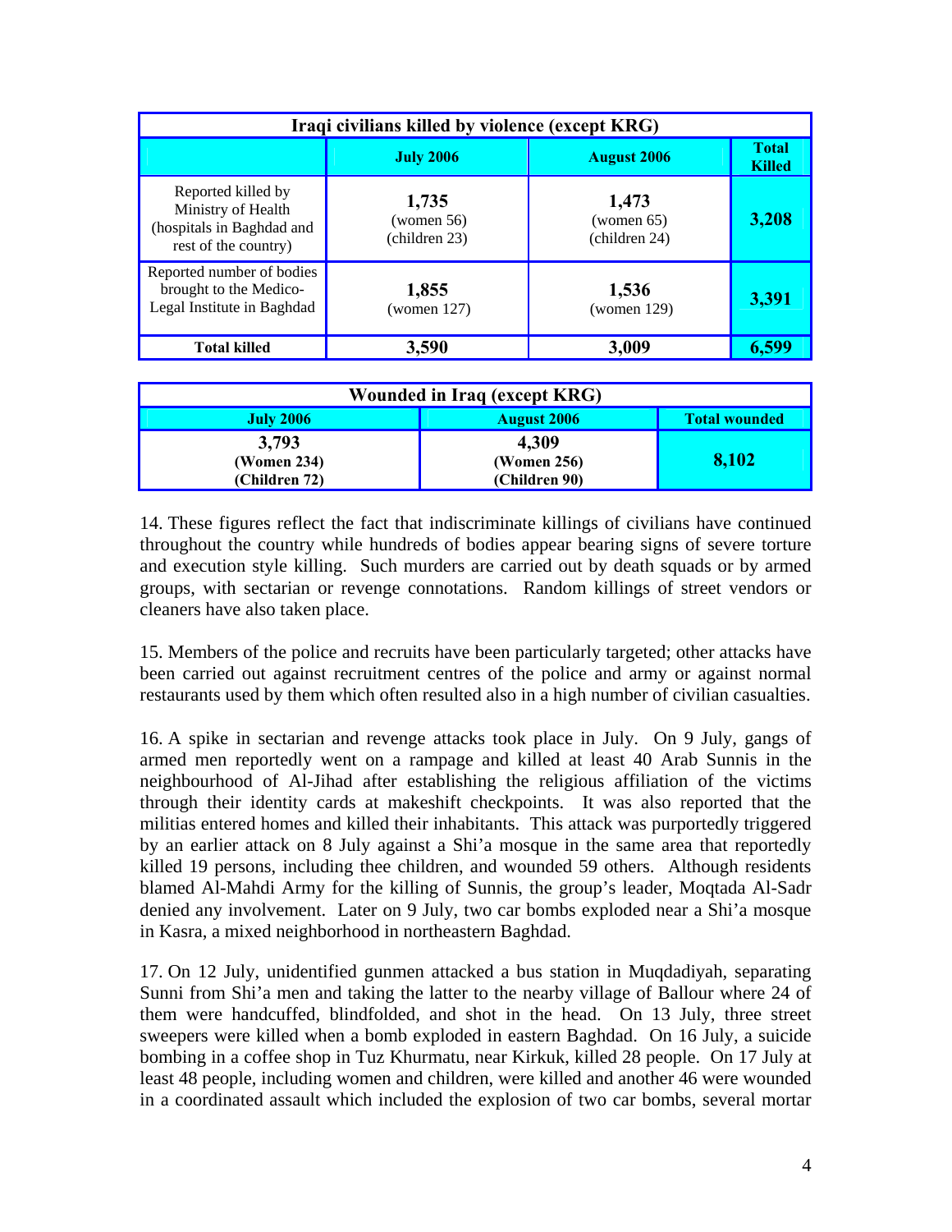| Iraqi civilians killed by violence (except KRG) | | | |
|---|---|---|---|
| | **July 2006** | **August 2006** | **Total Killed** |
| Reported killed by Ministry of Health (hospitals in Baghdad and rest of the country) | **1,735** (women 56) (children 23) | **1,473** (women 65) (children 24) | **3,208** |
| Reported number of bodies brought to the Medico-Legal Institute in Baghdad | **1,855** (women 127) | **1,536** (women 129) | **3,391** |
| **Total killed** | **3,590** | **3,009** | **6,599** |

| Wounded in Iraq (except KRG) | | |
|---|---|---|
| **July 2006** | **August 2006** | **Total wounded** |
| **3,793** **(Women 234)** **(Children 72)** | **4,309** **(Women 256)** **(Children 90)** | **8,102** |

14. These figures reflect the fact that indiscriminate killings of civilians have continued throughout the country while hundreds of bodies appear bearing signs of severe torture and execution style killing. Such murders are carried out by death squads or by armed groups, with sectarian or revenge connotations. Random killings of street vendors or cleaners have also taken place.

15. Members of the police and recruits have been particularly targeted; other attacks have been carried out against recruitment centres of the police and army or against normal restaurants used by them which often resulted also in a high number of civilian casualties.

16. A spike in sectarian and revenge attacks took place in July. On 9 July, gangs of armed men reportedly went on a rampage and killed at least 40 Arab Sunnis in the neighbourhood of Al-Jihad after establishing the religious affiliation of the victims through their identity cards at makeshift checkpoints. It was also reported that the militias entered homes and killed their inhabitants. This attack was purportedly triggered by an earlier attack on 8 July against a Shi'a mosque in the same area that reportedly killed 19 persons, including thee children, and wounded 59 others. Although residents blamed Al-Mahdi Army for the killing of Sunnis, the group's leader, Moqtada Al-Sadr denied any involvement. Later on 9 July, two car bombs exploded near a Shi'a mosque in Kasra, a mixed neighborhood in northeastern Baghdad.

17. On 12 July, unidentified gunmen attacked a bus station in Muqdadiyah, separating Sunni from Shi'a men and taking the latter to the nearby village of Ballour where 24 of them were handcuffed, blindfolded, and shot in the head. On 13 July, three street sweepers were killed when a bomb exploded in eastern Baghdad. On 16 July, a suicide bombing in a coffee shop in Tuz Khurmatu, near Kirkuk, killed 28 people. On 17 July at least 48 people, including women and children, were killed and another 46 were wounded in a coordinated assault which included the explosion of two car bombs, several mortar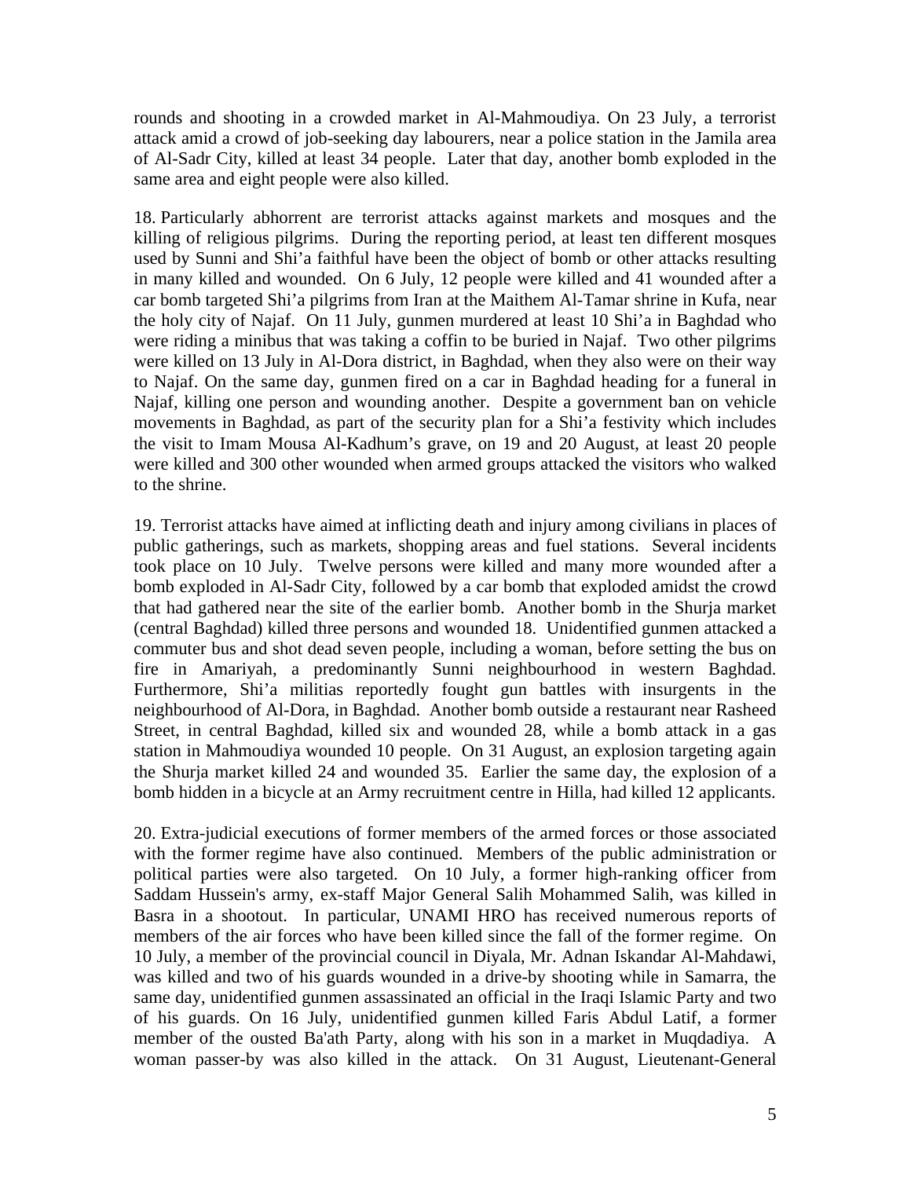rounds and shooting in a crowded market in Al-Mahmoudiya. On 23 July, a terrorist attack amid a crowd of job-seeking day labourers, near a police station in the Jamila area of Al-Sadr City, killed at least 34 people. Later that day, another bomb exploded in the same area and eight people were also killed.

18. Particularly abhorrent are terrorist attacks against markets and mosques and the killing of religious pilgrims. During the reporting period, at least ten different mosques used by Sunni and Shi'a faithful have been the object of bomb or other attacks resulting in many killed and wounded. On 6 July, 12 people were killed and 41 wounded after a car bomb targeted Shi'a pilgrims from Iran at the Maithem Al-Tamar shrine in Kufa, near the holy city of Najaf. On 11 July, gunmen murdered at least 10 Shi'a in Baghdad who were riding a minibus that was taking a coffin to be buried in Najaf. Two other pilgrims were killed on 13 July in Al-Dora district, in Baghdad, when they also were on their way to Najaf. On the same day, gunmen fired on a car in Baghdad heading for a funeral in Najaf, killing one person and wounding another. Despite a government ban on vehicle movements in Baghdad, as part of the security plan for a Shi'a festivity which includes the visit to Imam Mousa Al-Kadhum's grave, on 19 and 20 August, at least 20 people were killed and 300 other wounded when armed groups attacked the visitors who walked to the shrine.

19. Terrorist attacks have aimed at inflicting death and injury among civilians in places of public gatherings, such as markets, shopping areas and fuel stations. Several incidents took place on 10 July. Twelve persons were killed and many more wounded after a bomb exploded in Al-Sadr City, followed by a car bomb that exploded amidst the crowd that had gathered near the site of the earlier bomb. Another bomb in the Shurja market (central Baghdad) killed three persons and wounded 18. Unidentified gunmen attacked a commuter bus and shot dead seven people, including a woman, before setting the bus on fire in Amariyah, a predominantly Sunni neighbourhood in western Baghdad. Furthermore, Shi'a militias reportedly fought gun battles with insurgents in the neighbourhood of Al-Dora, in Baghdad. Another bomb outside a restaurant near Rasheed Street, in central Baghdad, killed six and wounded 28, while a bomb attack in a gas station in Mahmoudiya wounded 10 people. On 31 August, an explosion targeting again the Shurja market killed 24 and wounded 35. Earlier the same day, the explosion of a bomb hidden in a bicycle at an Army recruitment centre in Hilla, had killed 12 applicants.

20. Extra-judicial executions of former members of the armed forces or those associated with the former regime have also continued. Members of the public administration or political parties were also targeted. On 10 July, a former high-ranking officer from Saddam Hussein's army, ex-staff Major General Salih Mohammed Salih, was killed in Basra in a shootout. In particular, UNAMI HRO has received numerous reports of members of the air forces who have been killed since the fall of the former regime. On 10 July, a member of the provincial council in Diyala, Mr. Adnan Iskandar Al-Mahdawi, was killed and two of his guards wounded in a drive-by shooting while in Samarra, the same day, unidentified gunmen assassinated an official in the Iraqi Islamic Party and two of his guards. On 16 July, unidentified gunmen killed Faris Abdul Latif, a former member of the ousted Ba'ath Party, along with his son in a market in Muqdadiya. A woman passer-by was also killed in the attack. On 31 August, Lieutenant-General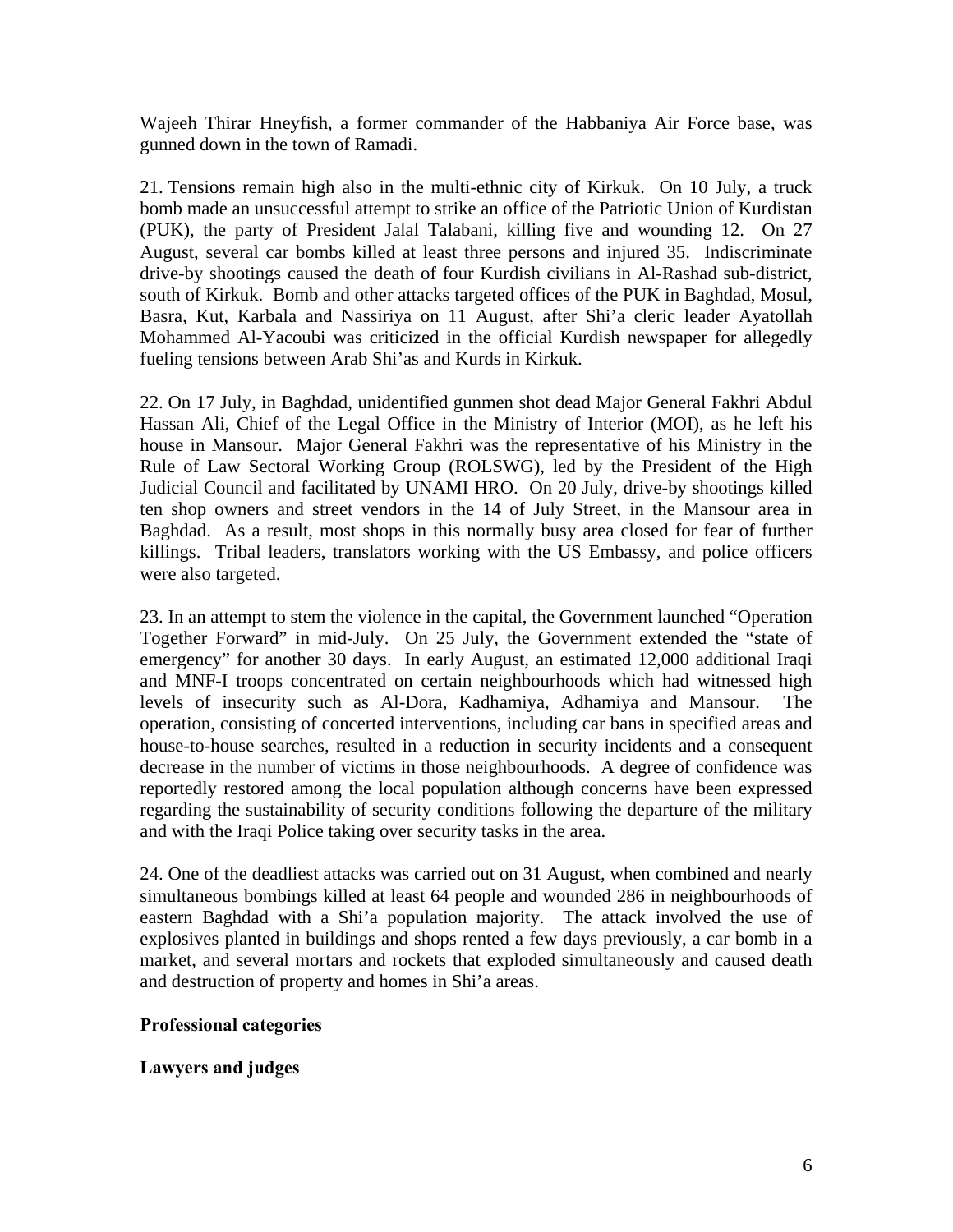Wajeeh Thirar Hneyfish, a former commander of the Habbaniya Air Force base, was gunned down in the town of Ramadi.

21. Tensions remain high also in the multi-ethnic city of Kirkuk. On 10 July, a truck bomb made an unsuccessful attempt to strike an office of the Patriotic Union of Kurdistan (PUK), the party of President Jalal Talabani, killing five and wounding 12. On 27 August, several car bombs killed at least three persons and injured 35. Indiscriminate drive-by shootings caused the death of four Kurdish civilians in Al-Rashad sub-district, south of Kirkuk. Bomb and other attacks targeted offices of the PUK in Baghdad, Mosul, Basra, Kut, Karbala and Nassiriya on 11 August, after Shi'a cleric leader Ayatollah Mohammed Al-Yacoubi was criticized in the official Kurdish newspaper for allegedly fueling tensions between Arab Shi'as and Kurds in Kirkuk.

22. On 17 July, in Baghdad, unidentified gunmen shot dead Major General Fakhri Abdul Hassan Ali, Chief of the Legal Office in the Ministry of Interior (MOI), as he left his house in Mansour. Major General Fakhri was the representative of his Ministry in the Rule of Law Sectoral Working Group (ROLSWG), led by the President of the High Judicial Council and facilitated by UNAMI HRO. On 20 July, drive-by shootings killed ten shop owners and street vendors in the 14 of July Street, in the Mansour area in Baghdad. As a result, most shops in this normally busy area closed for fear of further killings. Tribal leaders, translators working with the US Embassy, and police officers were also targeted.

23. In an attempt to stem the violence in the capital, the Government launched "Operation Together Forward" in mid-July. On 25 July, the Government extended the "state of emergency" for another 30 days. In early August, an estimated 12,000 additional Iraqi and MNF-I troops concentrated on certain neighbourhoods which had witnessed high levels of insecurity such as Al-Dora, Kadhamiya, Adhamiya and Mansour. The operation, consisting of concerted interventions, including car bans in specified areas and house-to-house searches, resulted in a reduction in security incidents and a consequent decrease in the number of victims in those neighbourhoods. A degree of confidence was reportedly restored among the local population although concerns have been expressed regarding the sustainability of security conditions following the departure of the military and with the Iraqi Police taking over security tasks in the area.

24. One of the deadliest attacks was carried out on 31 August, when combined and nearly simultaneous bombings killed at least 64 people and wounded 286 in neighbourhoods of eastern Baghdad with a Shi'a population majority. The attack involved the use of explosives planted in buildings and shops rented a few days previously, a car bomb in a market, and several mortars and rockets that exploded simultaneously and caused death and destruction of property and homes in Shi'a areas.

**Professional categories**

**Lawyers and judges**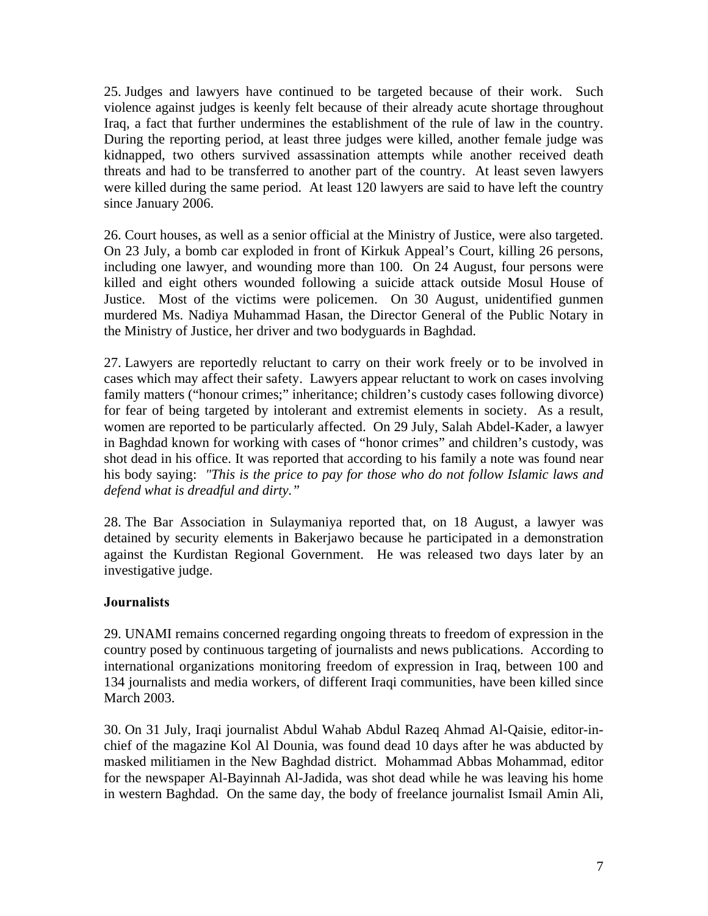25. Judges and lawyers have continued to be targeted because of their work. Such violence against judges is keenly felt because of their already acute shortage throughout Iraq, a fact that further undermines the establishment of the rule of law in the country. During the reporting period, at least three judges were killed, another female judge was kidnapped, two others survived assassination attempts while another received death threats and had to be transferred to another part of the country. At least seven lawyers were killed during the same period. At least 120 lawyers are said to have left the country since January 2006.

26. Court houses, as well as a senior official at the Ministry of Justice, were also targeted. On 23 July, a bomb car exploded in front of Kirkuk Appeal's Court, killing 26 persons, including one lawyer, and wounding more than 100. On 24 August, four persons were killed and eight others wounded following a suicide attack outside Mosul House of Justice. Most of the victims were policemen. On 30 August, unidentified gunmen murdered Ms. Nadiya Muhammad Hasan, the Director General of the Public Notary in the Ministry of Justice, her driver and two bodyguards in Baghdad.

27. Lawyers are reportedly reluctant to carry on their work freely or to be involved in cases which may affect their safety. Lawyers appear reluctant to work on cases involving family matters ("honour crimes;" inheritance; children's custody cases following divorce) for fear of being targeted by intolerant and extremist elements in society. As a result, women are reported to be particularly affected. On 29 July, Salah Abdel-Kader, a lawyer in Baghdad known for working with cases of "honor crimes" and children's custody, was shot dead in his office. It was reported that according to his family a note was found near his body saying: *"This is the price to pay for those who do not follow Islamic laws and defend what is dreadful and dirty."*

28. The Bar Association in Sulaymaniya reported that, on 18 August, a lawyer was detained by security elements in Bakerjawo because he participated in a demonstration against the Kurdistan Regional Government. He was released two days later by an investigative judge.

### Journalists

29. UNAMI remains concerned regarding ongoing threats to freedom of expression in the country posed by continuous targeting of journalists and news publications. According to international organizations monitoring freedom of expression in Iraq, between 100 and 134 journalists and media workers, of different Iraqi communities, have been killed since March 2003.

30. On 31 July, Iraqi journalist Abdul Wahab Abdul Razeq Ahmad Al-Qaisie, editor-in-chief of the magazine Kol Al Dounia, was found dead 10 days after he was abducted by masked militiamen in the New Baghdad district. Mohammad Abbas Mohammad, editor for the newspaper Al-Bayinnah Al-Jadida, was shot dead while he was leaving his home in western Baghdad. On the same day, the body of freelance journalist Ismail Amin Ali,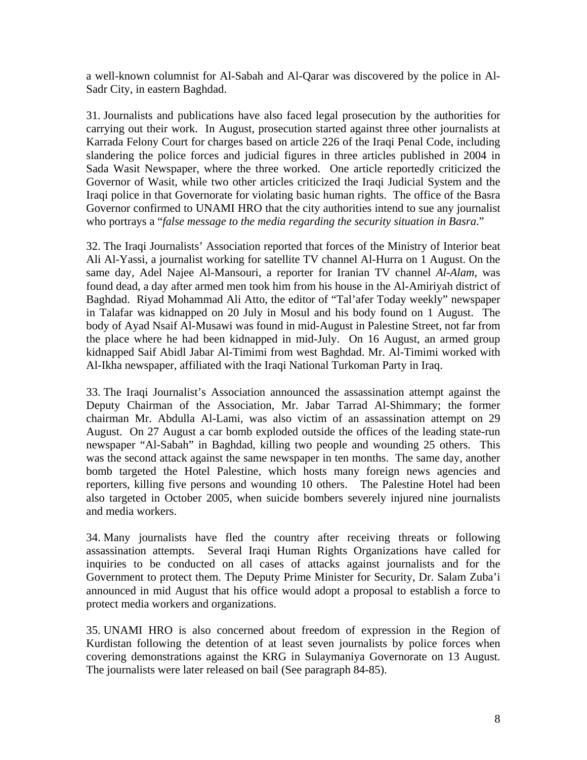a well-known columnist for Al-Sabah and Al-Qarar was discovered by the police in Al-Sadr City, in eastern Baghdad.

31. Journalists and publications have also faced legal prosecution by the authorities for carrying out their work. In August, prosecution started against three other journalists at Karrada Felony Court for charges based on article 226 of the Iraqi Penal Code, including slandering the police forces and judicial figures in three articles published in 2004 in Sada Wasit Newspaper, where the three worked. One article reportedly criticized the Governor of Wasit, while two other articles criticized the Iraqi Judicial System and the Iraqi police in that Governorate for violating basic human rights. The office of the Basra Governor confirmed to UNAMI HRO that the city authorities intend to sue any journalist who portrays a "*false message to the media regarding the security situation in Basra*."

32. The Iraqi Journalists' Association reported that forces of the Ministry of Interior beat Ali Al-Yassi, a journalist working for satellite TV channel Al-Hurra on 1 August. On the same day, Adel Najee Al-Mansouri, a reporter for Iranian TV channel *Al-Alam*, was found dead, a day after armed men took him from his house in the Al-Amiriyah district of Baghdad. Riyad Mohammad Ali Atto, the editor of "Tal'afer Today weekly" newspaper in Talafar was kidnapped on 20 July in Mosul and his body found on 1 August. The body of Ayad Nsaif Al-Musawi was found in mid-August in Palestine Street, not far from the place where he had been kidnapped in mid-July. On 16 August, an armed group kidnapped Saif Abidl Jabar Al-Timimi from west Baghdad. Mr. Al-Timimi worked with Al-Ikha newspaper, affiliated with the Iraqi National Turkoman Party in Iraq.

33. The Iraqi Journalist's Association announced the assassination attempt against the Deputy Chairman of the Association, Mr. Jabar Tarrad Al-Shimmary; the former chairman Mr. Abdulla Al-Lami, was also victim of an assassination attempt on 29 August. On 27 August a car bomb exploded outside the offices of the leading state-run newspaper "Al-Sabah" in Baghdad, killing two people and wounding 25 others. This was the second attack against the same newspaper in ten months. The same day, another bomb targeted the Hotel Palestine, which hosts many foreign news agencies and reporters, killing five persons and wounding 10 others. The Palestine Hotel had been also targeted in October 2005, when suicide bombers severely injured nine journalists and media workers.

34. Many journalists have fled the country after receiving threats or following assassination attempts. Several Iraqi Human Rights Organizations have called for inquiries to be conducted on all cases of attacks against journalists and for the Government to protect them. The Deputy Prime Minister for Security, Dr. Salam Zuba'i announced in mid August that his office would adopt a proposal to establish a force to protect media workers and organizations.

35. UNAMI HRO is also concerned about freedom of expression in the Region of Kurdistan following the detention of at least seven journalists by police forces when covering demonstrations against the KRG in Sulaymaniya Governorate on 13 August. The journalists were later released on bail (See paragraph 84-85).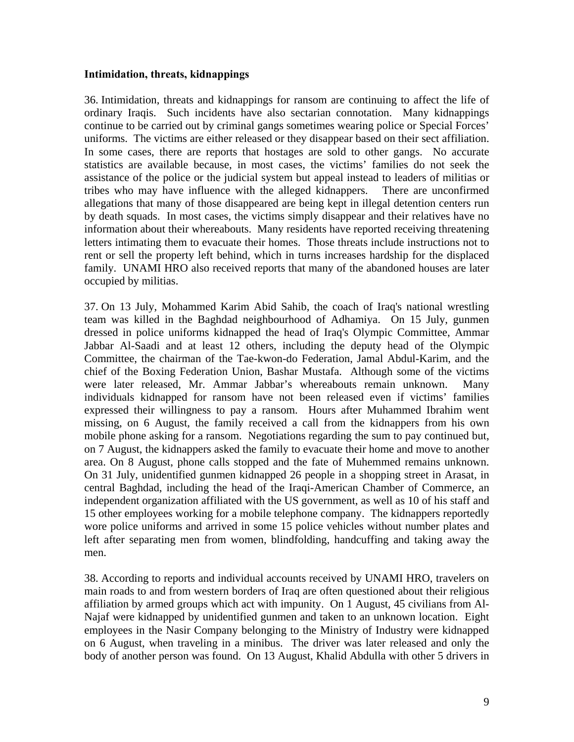**Intimidation, threats, kidnappings**

36. Intimidation, threats and kidnappings for ransom are continuing to affect the life of ordinary Iraqis. Such incidents have also sectarian connotation. Many kidnappings continue to be carried out by criminal gangs sometimes wearing police or Special Forces' uniforms. The victims are either released or they disappear based on their sect affiliation. In some cases, there are reports that hostages are sold to other gangs. No accurate statistics are available because, in most cases, the victims' families do not seek the assistance of the police or the judicial system but appeal instead to leaders of militias or tribes who may have influence with the alleged kidnappers. There are unconfirmed allegations that many of those disappeared are being kept in illegal detention centers run by death squads. In most cases, the victims simply disappear and their relatives have no information about their whereabouts. Many residents have reported receiving threatening letters intimating them to evacuate their homes. Those threats include instructions not to rent or sell the property left behind, which in turns increases hardship for the displaced family. UNAMI HRO also received reports that many of the abandoned houses are later occupied by militias.

37. On 13 July, Mohammed Karim Abid Sahib, the coach of Iraq's national wrestling team was killed in the Baghdad neighbourhood of Adhamiya. On 15 July, gunmen dressed in police uniforms kidnapped the head of Iraq's Olympic Committee, Ammar Jabbar Al-Saadi and at least 12 others, including the deputy head of the Olympic Committee, the chairman of the Tae-kwon-do Federation, Jamal Abdul-Karim, and the chief of the Boxing Federation Union, Bashar Mustafa. Although some of the victims were later released, Mr. Ammar Jabbar's whereabouts remain unknown. Many individuals kidnapped for ransom have not been released even if victims' families expressed their willingness to pay a ransom. Hours after Muhammed Ibrahim went missing, on 6 August, the family received a call from the kidnappers from his own mobile phone asking for a ransom. Negotiations regarding the sum to pay continued but, on 7 August, the kidnappers asked the family to evacuate their home and move to another area. On 8 August, phone calls stopped and the fate of Muhemmed remains unknown. On 31 July, unidentified gunmen kidnapped 26 people in a shopping street in Arasat, in central Baghdad, including the head of the Iraqi-American Chamber of Commerce, an independent organization affiliated with the US government, as well as 10 of his staff and 15 other employees working for a mobile telephone company. The kidnappers reportedly wore police uniforms and arrived in some 15 police vehicles without number plates and left after separating men from women, blindfolding, handcuffing and taking away the men.

38. According to reports and individual accounts received by UNAMI HRO, travelers on main roads to and from western borders of Iraq are often questioned about their religious affiliation by armed groups which act with impunity. On 1 August, 45 civilians from Al-Najaf were kidnapped by unidentified gunmen and taken to an unknown location. Eight employees in the Nasir Company belonging to the Ministry of Industry were kidnapped on 6 August, when traveling in a minibus. The driver was later released and only the body of another person was found. On 13 August, Khalid Abdulla with other 5 drivers in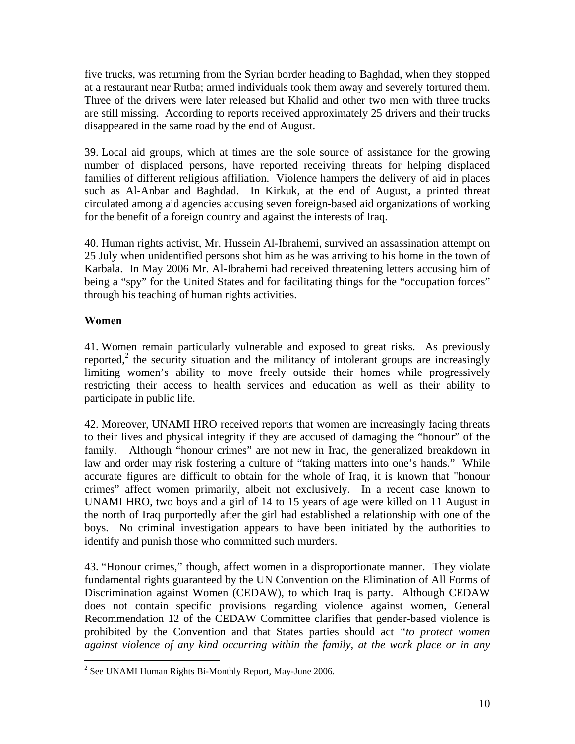five trucks, was returning from the Syrian border heading to Baghdad, when they stopped at a restaurant near Rutba; armed individuals took them away and severely tortured them. Three of the drivers were later released but Khalid and other two men with three trucks are still missing. According to reports received approximately 25 drivers and their trucks disappeared in the same road by the end of August.

39. Local aid groups, which at times are the sole source of assistance for the growing number of displaced persons, have reported receiving threats for helping displaced families of different religious affiliation. Violence hampers the delivery of aid in places such as Al-Anbar and Baghdad. In Kirkuk, at the end of August, a printed threat circulated among aid agencies accusing seven foreign-based aid organizations of working for the benefit of a foreign country and against the interests of Iraq.

40. Human rights activist, Mr. Hussein Al-Ibrahemi, survived an assassination attempt on 25 July when unidentified persons shot him as he was arriving to his home in the town of Karbala. In May 2006 Mr. Al-Ibrahemi had received threatening letters accusing him of being a "spy" for the United States and for facilitating things for the "occupation forces" through his teaching of human rights activities.

**Women**

41. Women remain particularly vulnerable and exposed to great risks. As previously reported,[2] the security situation and the militancy of intolerant groups are increasingly limiting women's ability to move freely outside their homes while progressively restricting their access to health services and education as well as their ability to participate in public life.

42. Moreover, UNAMI HRO received reports that women are increasingly facing threats to their lives and physical integrity if they are accused of damaging the "honour" of the family. Although "honour crimes" are not new in Iraq, the generalized breakdown in law and order may risk fostering a culture of "taking matters into one's hands." While accurate figures are difficult to obtain for the whole of Iraq, it is known that "honour crimes" affect women primarily, albeit not exclusively. In a recent case known to UNAMI HRO, two boys and a girl of 14 to 15 years of age were killed on 11 August in the north of Iraq purportedly after the girl had established a relationship with one of the boys. No criminal investigation appears to have been initiated by the authorities to identify and punish those who committed such murders.

43. "Honour crimes," though, affect women in a disproportionate manner. They violate fundamental rights guaranteed by the UN Convention on the Elimination of All Forms of Discrimination against Women (CEDAW), to which Iraq is party. Although CEDAW does not contain specific provisions regarding violence against women, General Recommendation 12 of the CEDAW Committee clarifies that gender-based violence is prohibited by the Convention and that States parties should act *"to protect women against violence of any kind occurring within the family, at the work place or in any*

---

[2] See UNAMI Human Rights Bi-Monthly Report, May-June 2006.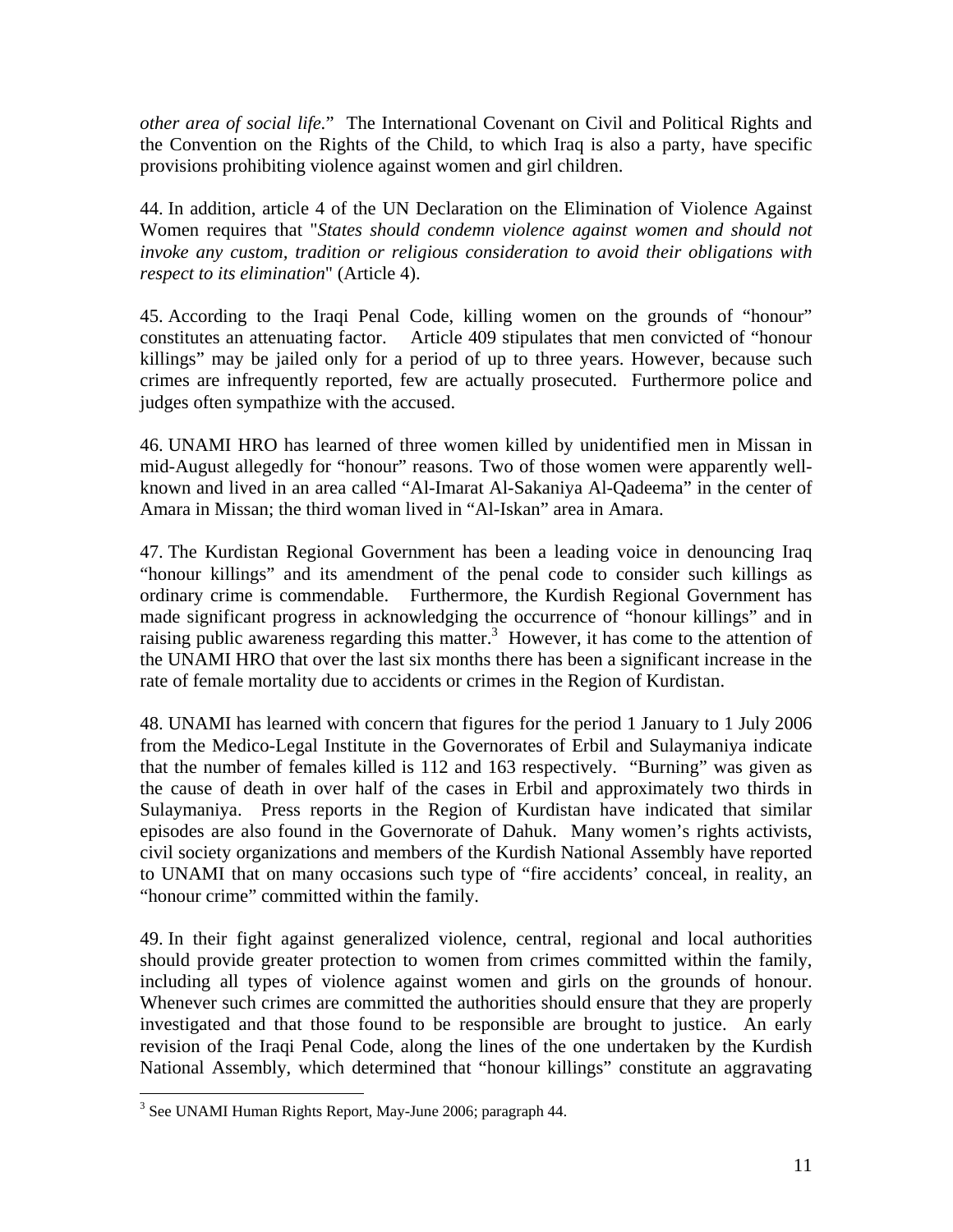*other area of social life.*" The International Covenant on Civil and Political Rights and the Convention on the Rights of the Child, to which Iraq is also a party, have specific provisions prohibiting violence against women and girl children.

44. In addition, article 4 of the UN Declaration on the Elimination of Violence Against Women requires that "*States should condemn violence against women and should not invoke any custom, tradition or religious consideration to avoid their obligations with respect to its elimination*" (Article 4).

45. According to the Iraqi Penal Code, killing women on the grounds of "honour" constitutes an attenuating factor. Article 409 stipulates that men convicted of "honour killings" may be jailed only for a period of up to three years. However, because such crimes are infrequently reported, few are actually prosecuted. Furthermore police and judges often sympathize with the accused.

46. UNAMI HRO has learned of three women killed by unidentified men in Missan in mid-August allegedly for "honour" reasons. Two of those women were apparently well-known and lived in an area called "Al-Imarat Al-Sakaniya Al-Qadeema" in the center of Amara in Missan; the third woman lived in "Al-Iskan" area in Amara.

47. The Kurdistan Regional Government has been a leading voice in denouncing Iraq "honour killings" and its amendment of the penal code to consider such killings as ordinary crime is commendable. Furthermore, the Kurdish Regional Government has made significant progress in acknowledging the occurrence of "honour killings" and in raising public awareness regarding this matter.[3] However, it has come to the attention of the UNAMI HRO that over the last six months there has been a significant increase in the rate of female mortality due to accidents or crimes in the Region of Kurdistan.

48. UNAMI has learned with concern that figures for the period 1 January to 1 July 2006 from the Medico-Legal Institute in the Governorates of Erbil and Sulaymaniya indicate that the number of females killed is 112 and 163 respectively. "Burning" was given as the cause of death in over half of the cases in Erbil and approximately two thirds in Sulaymaniya. Press reports in the Region of Kurdistan have indicated that similar episodes are also found in the Governorate of Dahuk. Many women's rights activists, civil society organizations and members of the Kurdish National Assembly have reported to UNAMI that on many occasions such type of "fire accidents' conceal, in reality, an "honour crime" committed within the family.

49. In their fight against generalized violence, central, regional and local authorities should provide greater protection to women from crimes committed within the family, including all types of violence against women and girls on the grounds of honour. Whenever such crimes are committed the authorities should ensure that they are properly investigated and that those found to be responsible are brought to justice. An early revision of the Iraqi Penal Code, along the lines of the one undertaken by the Kurdish National Assembly, which determined that "honour killings" constitute an aggravating

[3] See UNAMI Human Rights Report, May-June 2006; paragraph 44.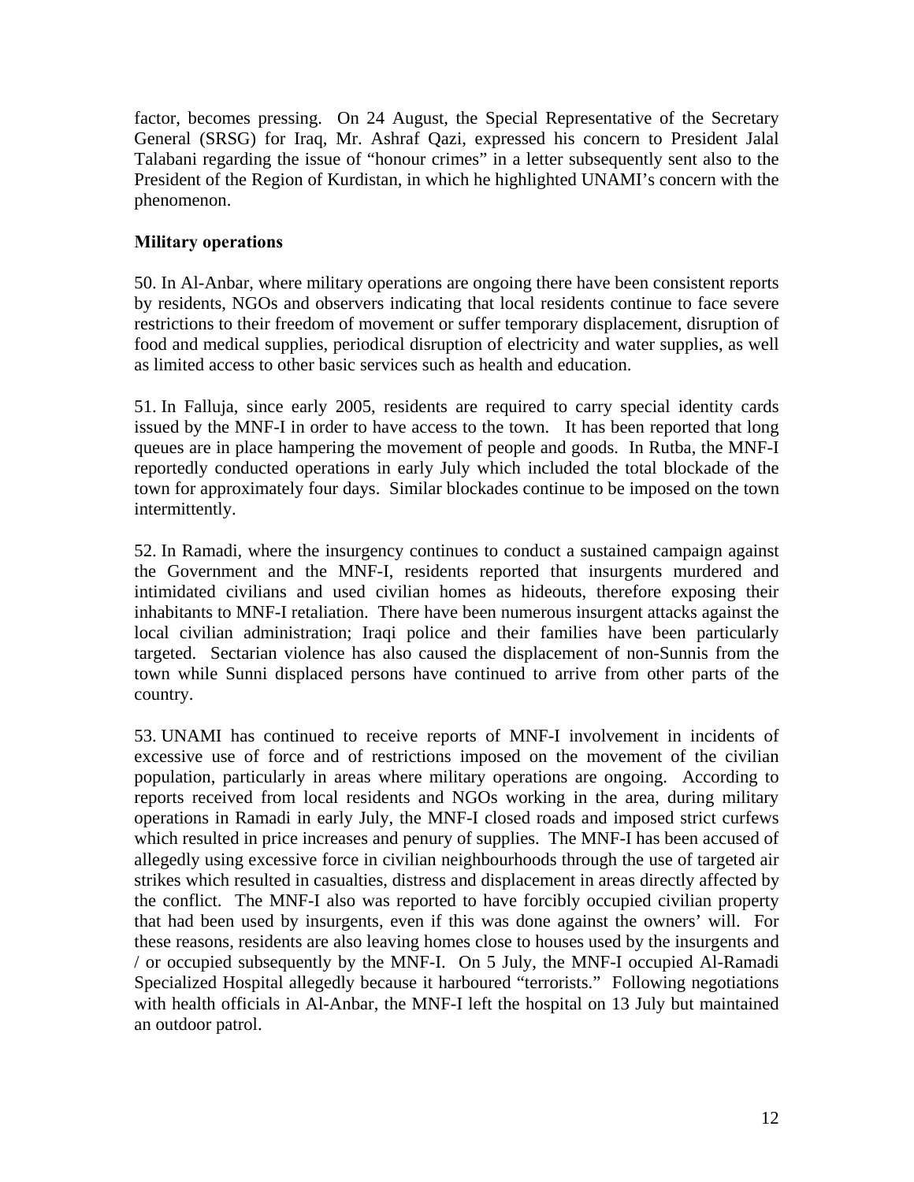factor, becomes pressing. On 24 August, the Special Representative of the Secretary General (SRSG) for Iraq, Mr. Ashraf Qazi, expressed his concern to President Jalal Talabani regarding the issue of "honour crimes" in a letter subsequently sent also to the President of the Region of Kurdistan, in which he highlighted UNAMI's concern with the phenomenon.

**Military operations**

50. In Al-Anbar, where military operations are ongoing there have been consistent reports by residents, NGOs and observers indicating that local residents continue to face severe restrictions to their freedom of movement or suffer temporary displacement, disruption of food and medical supplies, periodical disruption of electricity and water supplies, as well as limited access to other basic services such as health and education.

51. In Falluja, since early 2005, residents are required to carry special identity cards issued by the MNF-I in order to have access to the town. It has been reported that long queues are in place hampering the movement of people and goods. In Rutba, the MNF-I reportedly conducted operations in early July which included the total blockade of the town for approximately four days. Similar blockades continue to be imposed on the town intermittently.

52. In Ramadi, where the insurgency continues to conduct a sustained campaign against the Government and the MNF-I, residents reported that insurgents murdered and intimidated civilians and used civilian homes as hideouts, therefore exposing their inhabitants to MNF-I retaliation. There have been numerous insurgent attacks against the local civilian administration; Iraqi police and their families have been particularly targeted. Sectarian violence has also caused the displacement of non-Sunnis from the town while Sunni displaced persons have continued to arrive from other parts of the country.

53. UNAMI has continued to receive reports of MNF-I involvement in incidents of excessive use of force and of restrictions imposed on the movement of the civilian population, particularly in areas where military operations are ongoing. According to reports received from local residents and NGOs working in the area, during military operations in Ramadi in early July, the MNF-I closed roads and imposed strict curfews which resulted in price increases and penury of supplies. The MNF-I has been accused of allegedly using excessive force in civilian neighbourhoods through the use of targeted air strikes which resulted in casualties, distress and displacement in areas directly affected by the conflict. The MNF-I also was reported to have forcibly occupied civilian property that had been used by insurgents, even if this was done against the owners' will. For these reasons, residents are also leaving homes close to houses used by the insurgents and / or occupied subsequently by the MNF-I. On 5 July, the MNF-I occupied Al-Ramadi Specialized Hospital allegedly because it harboured "terrorists." Following negotiations with health officials in Al-Anbar, the MNF-I left the hospital on 13 July but maintained an outdoor patrol.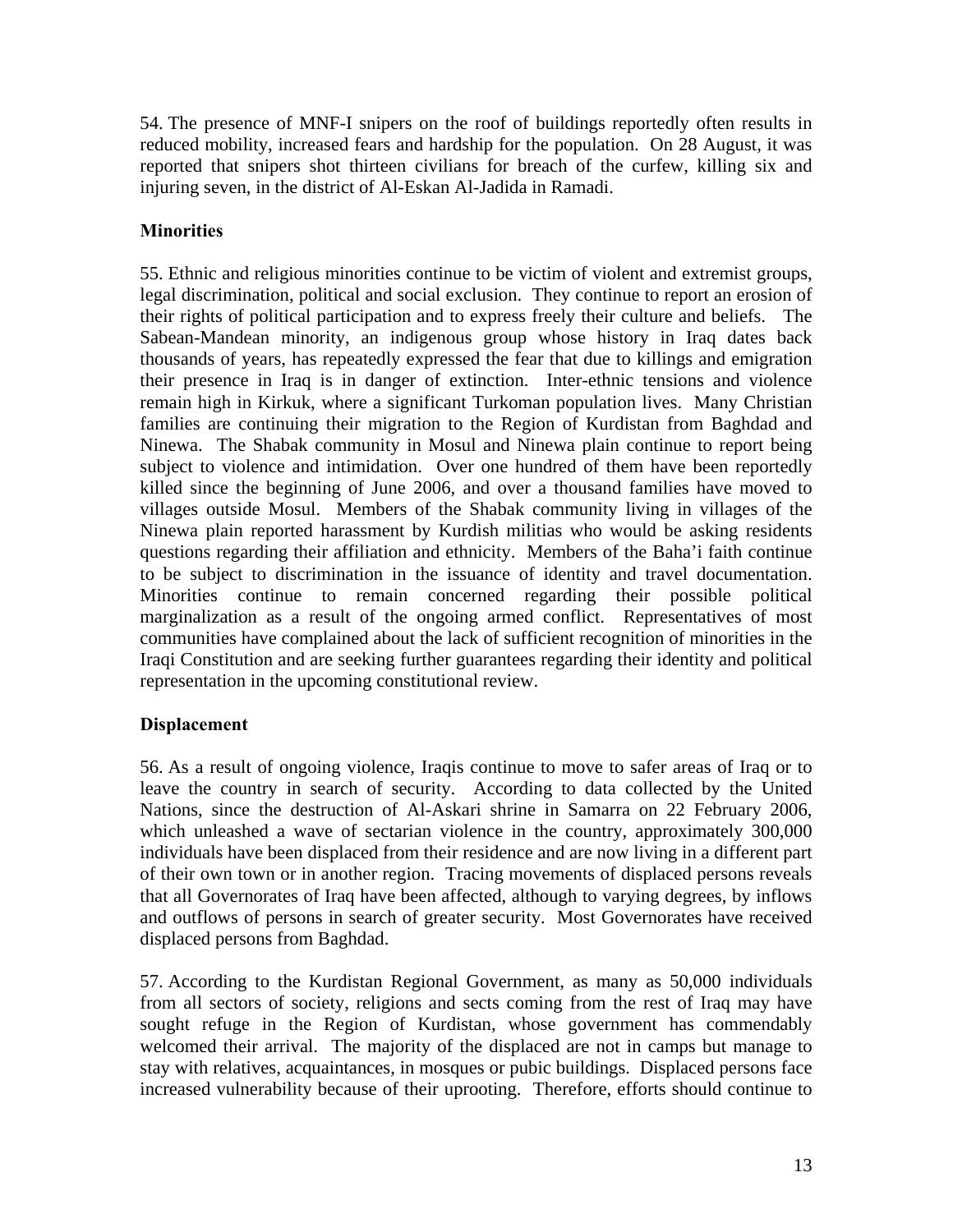54. The presence of MNF-I snipers on the roof of buildings reportedly often results in reduced mobility, increased fears and hardship for the population. On 28 August, it was reported that snipers shot thirteen civilians for breach of the curfew, killing six and injuring seven, in the district of Al-Eskan Al-Jadida in Ramadi.

**Minorities**

55. Ethnic and religious minorities continue to be victim of violent and extremist groups, legal discrimination, political and social exclusion. They continue to report an erosion of their rights of political participation and to express freely their culture and beliefs. The Sabean-Mandean minority, an indigenous group whose history in Iraq dates back thousands of years, has repeatedly expressed the fear that due to killings and emigration their presence in Iraq is in danger of extinction. Inter-ethnic tensions and violence remain high in Kirkuk, where a significant Turkoman population lives. Many Christian families are continuing their migration to the Region of Kurdistan from Baghdad and Ninewa. The Shabak community in Mosul and Ninewa plain continue to report being subject to violence and intimidation. Over one hundred of them have been reportedly killed since the beginning of June 2006, and over a thousand families have moved to villages outside Mosul. Members of the Shabak community living in villages of the Ninewa plain reported harassment by Kurdish militias who would be asking residents questions regarding their affiliation and ethnicity. Members of the Baha'i faith continue to be subject to discrimination in the issuance of identity and travel documentation. Minorities continue to remain concerned regarding their possible political marginalization as a result of the ongoing armed conflict. Representatives of most communities have complained about the lack of sufficient recognition of minorities in the Iraqi Constitution and are seeking further guarantees regarding their identity and political representation in the upcoming constitutional review.

**Displacement**

56. As a result of ongoing violence, Iraqis continue to move to safer areas of Iraq or to leave the country in search of security. According to data collected by the United Nations, since the destruction of Al-Askari shrine in Samarra on 22 February 2006, which unleashed a wave of sectarian violence in the country, approximately 300,000 individuals have been displaced from their residence and are now living in a different part of their own town or in another region. Tracing movements of displaced persons reveals that all Governorates of Iraq have been affected, although to varying degrees, by inflows and outflows of persons in search of greater security. Most Governorates have received displaced persons from Baghdad.

57. According to the Kurdistan Regional Government, as many as 50,000 individuals from all sectors of society, religions and sects coming from the rest of Iraq may have sought refuge in the Region of Kurdistan, whose government has commendably welcomed their arrival. The majority of the displaced are not in camps but manage to stay with relatives, acquaintances, in mosques or pubic buildings. Displaced persons face increased vulnerability because of their uprooting. Therefore, efforts should continue to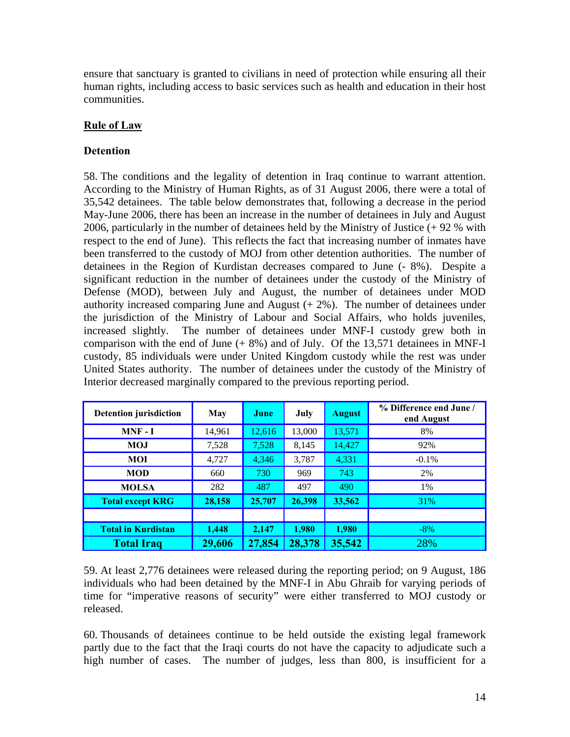ensure that sanctuary is granted to civilians in need of protection while ensuring all their human rights, including access to basic services such as health and education in their host communities.

## Rule of Law

### Detention

58. The conditions and the legality of detention in Iraq continue to warrant attention. According to the Ministry of Human Rights, as of 31 August 2006, there were a total of 35,542 detainees. The table below demonstrates that, following a decrease in the period May-June 2006, there has been an increase in the number of detainees in July and August 2006, particularly in the number of detainees held by the Ministry of Justice (+ 92 % with respect to the end of June). This reflects the fact that increasing number of inmates have been transferred to the custody of MOJ from other detention authorities. The number of detainees in the Region of Kurdistan decreases compared to June (- 8%). Despite a significant reduction in the number of detainees under the custody of the Ministry of Defense (MOD), between July and August, the number of detainees under MOD authority increased comparing June and August (+ 2%). The number of detainees under the jurisdiction of the Ministry of Labour and Social Affairs, who holds juveniles, increased slightly. The number of detainees under MNF-I custody grew both in comparison with the end of June (+ 8%) and of July. Of the 13,571 detainees in MNF-I custody, 85 individuals were under United Kingdom custody while the rest was under United States authority. The number of detainees under the custody of the Ministry of Interior decreased marginally compared to the previous reporting period.

| Detention jurisdiction | May | June | July | August | % Difference end June / end August |
|---|---|---|---|---|---|
| **MNF - I** | 14,961 | 12,616 | 13,000 | 13,571 | 8% |
| **MOJ** | 7,528 | 7,528 | 8,145 | 14,427 | 92% |
| **MOI** | 4,727 | 4,346 | 3,787 | 4,331 | -0.1% |
| **MOD** | 660 | 730 | 969 | 743 | 2% |
| **MOLSA** | 282 | 487 | 497 | 490 | 1% |
| **Total except KRG** | **28,158** | **25,707** | **26,398** | **33,562** | 31% |
| | | | | | |
| **Total in Kurdistan** | **1,448** | **2,147** | **1,980** | **1,980** | -8% |
| **Total Iraq** | **29,606** | **27,854** | **28,378** | **35,542** | 28% |

59. At least 2,776 detainees were released during the reporting period; on 9 August, 186 individuals who had been detained by the MNF-I in Abu Ghraib for varying periods of time for "imperative reasons of security" were either transferred to MOJ custody or released.

60. Thousands of detainees continue to be held outside the existing legal framework partly due to the fact that the Iraqi courts do not have the capacity to adjudicate such a high number of cases. The number of judges, less than 800, is insufficient for a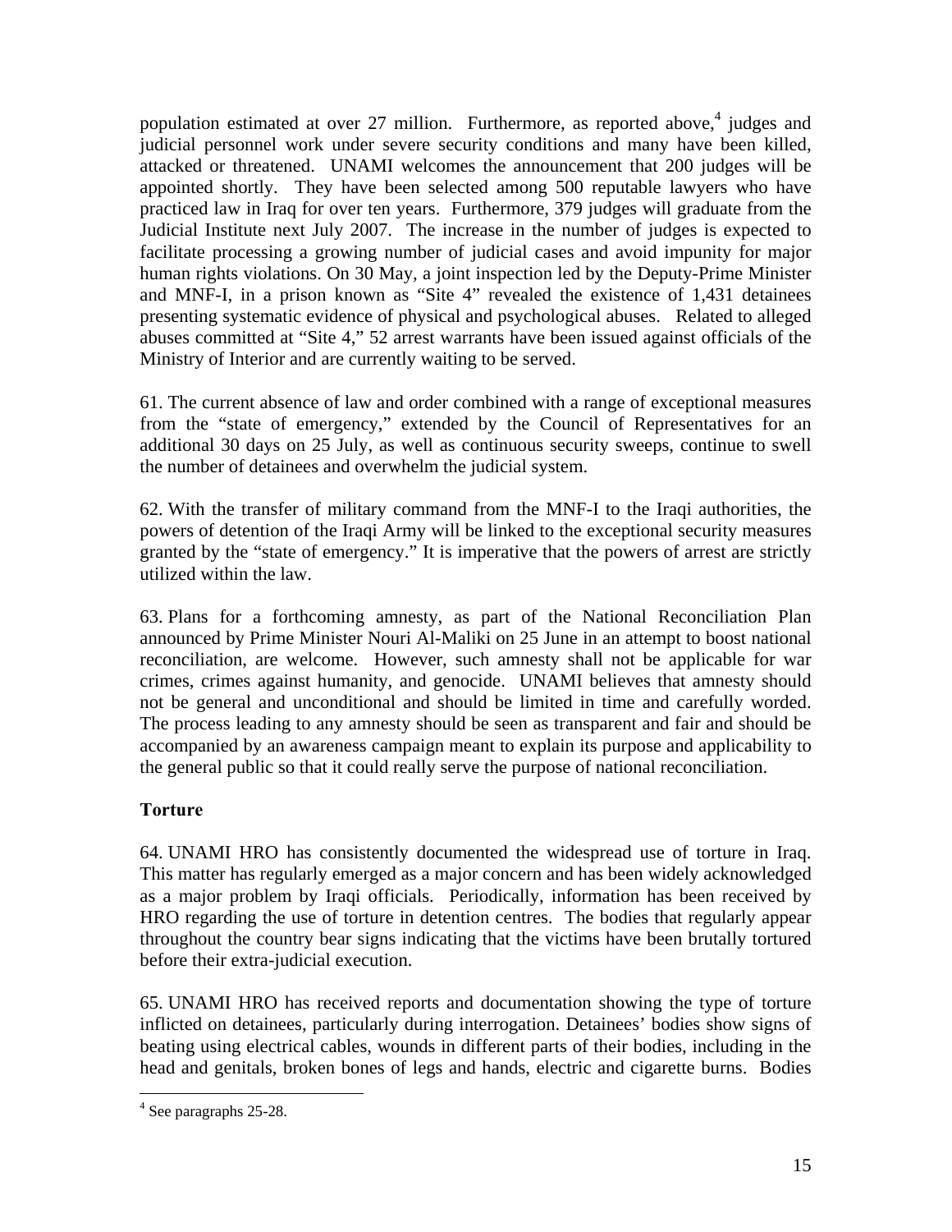population estimated at over 27 million. Furthermore, as reported above,[4] judges and judicial personnel work under severe security conditions and many have been killed, attacked or threatened. UNAMI welcomes the announcement that 200 judges will be appointed shortly. They have been selected among 500 reputable lawyers who have practiced law in Iraq for over ten years. Furthermore, 379 judges will graduate from the Judicial Institute next July 2007. The increase in the number of judges is expected to facilitate processing a growing number of judicial cases and avoid impunity for major human rights violations. On 30 May, a joint inspection led by the Deputy-Prime Minister and MNF-I, in a prison known as "Site 4" revealed the existence of 1,431 detainees presenting systematic evidence of physical and psychological abuses. Related to alleged abuses committed at "Site 4," 52 arrest warrants have been issued against officials of the Ministry of Interior and are currently waiting to be served.

61. The current absence of law and order combined with a range of exceptional measures from the "state of emergency," extended by the Council of Representatives for an additional 30 days on 25 July, as well as continuous security sweeps, continue to swell the number of detainees and overwhelm the judicial system.

62. With the transfer of military command from the MNF-I to the Iraqi authorities, the powers of detention of the Iraqi Army will be linked to the exceptional security measures granted by the "state of emergency." It is imperative that the powers of arrest are strictly utilized within the law.

63. Plans for a forthcoming amnesty, as part of the National Reconciliation Plan announced by Prime Minister Nouri Al-Maliki on 25 June in an attempt to boost national reconciliation, are welcome. However, such amnesty shall not be applicable for war crimes, crimes against humanity, and genocide. UNAMI believes that amnesty should not be general and unconditional and should be limited in time and carefully worded. The process leading to any amnesty should be seen as transparent and fair and should be accompanied by an awareness campaign meant to explain its purpose and applicability to the general public so that it could really serve the purpose of national reconciliation.

**Torture**

64. UNAMI HRO has consistently documented the widespread use of torture in Iraq. This matter has regularly emerged as a major concern and has been widely acknowledged as a major problem by Iraqi officials. Periodically, information has been received by HRO regarding the use of torture in detention centres. The bodies that regularly appear throughout the country bear signs indicating that the victims have been brutally tortured before their extra-judicial execution.

65. UNAMI HRO has received reports and documentation showing the type of torture inflicted on detainees, particularly during interrogation. Detainees' bodies show signs of beating using electrical cables, wounds in different parts of their bodies, including in the head and genitals, broken bones of legs and hands, electric and cigarette burns. Bodies

---

[4] See paragraphs 25-28.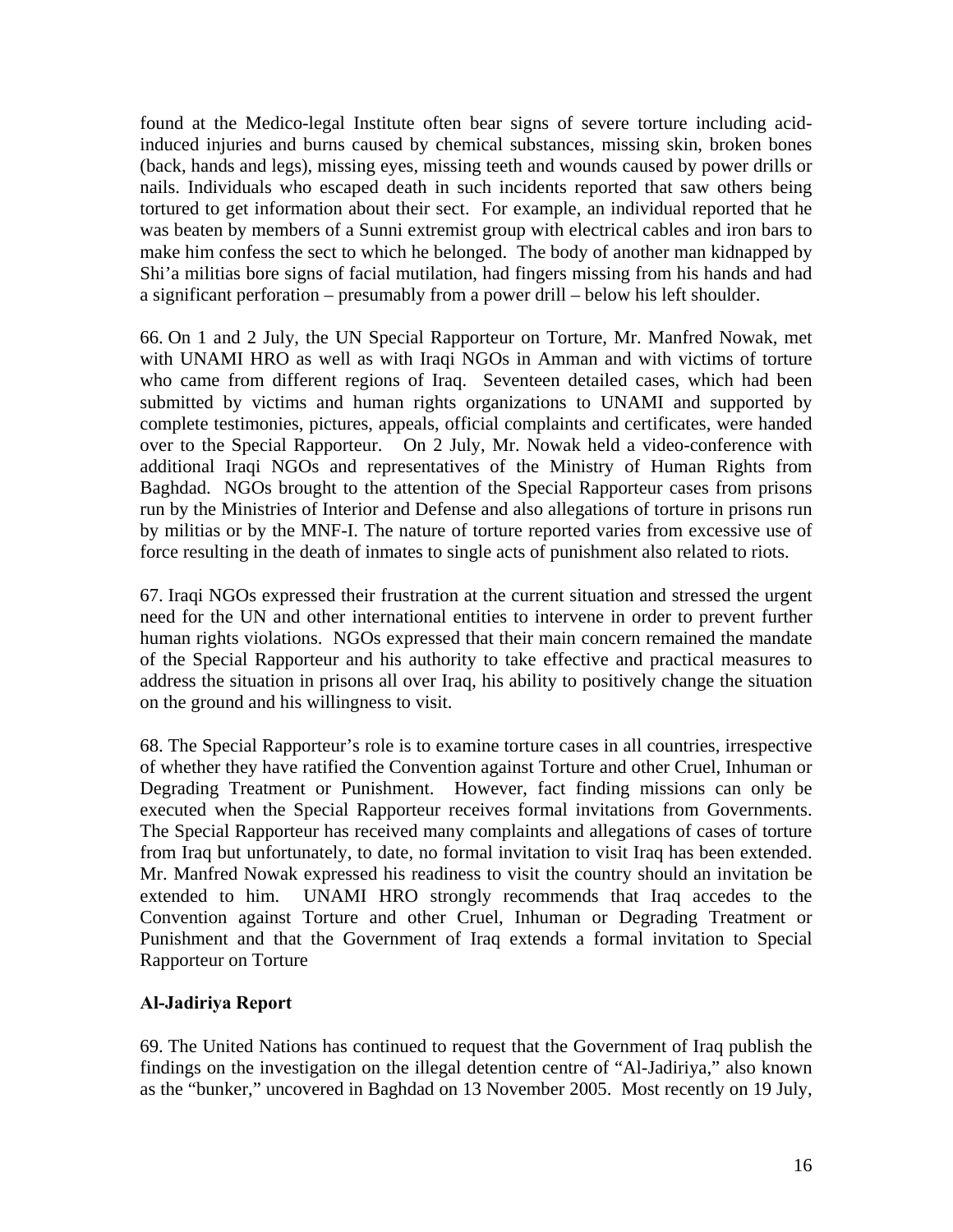found at the Medico-legal Institute often bear signs of severe torture including acid-induced injuries and burns caused by chemical substances, missing skin, broken bones (back, hands and legs), missing eyes, missing teeth and wounds caused by power drills or nails. Individuals who escaped death in such incidents reported that saw others being tortured to get information about their sect. For example, an individual reported that he was beaten by members of a Sunni extremist group with electrical cables and iron bars to make him confess the sect to which he belonged. The body of another man kidnapped by Shi'a militias bore signs of facial mutilation, had fingers missing from his hands and had a significant perforation – presumably from a power drill – below his left shoulder.

66. On 1 and 2 July, the UN Special Rapporteur on Torture, Mr. Manfred Nowak, met with UNAMI HRO as well as with Iraqi NGOs in Amman and with victims of torture who came from different regions of Iraq. Seventeen detailed cases, which had been submitted by victims and human rights organizations to UNAMI and supported by complete testimonies, pictures, appeals, official complaints and certificates, were handed over to the Special Rapporteur. On 2 July, Mr. Nowak held a video-conference with additional Iraqi NGOs and representatives of the Ministry of Human Rights from Baghdad. NGOs brought to the attention of the Special Rapporteur cases from prisons run by the Ministries of Interior and Defense and also allegations of torture in prisons run by militias or by the MNF-I. The nature of torture reported varies from excessive use of force resulting in the death of inmates to single acts of punishment also related to riots.

67. Iraqi NGOs expressed their frustration at the current situation and stressed the urgent need for the UN and other international entities to intervene in order to prevent further human rights violations. NGOs expressed that their main concern remained the mandate of the Special Rapporteur and his authority to take effective and practical measures to address the situation in prisons all over Iraq, his ability to positively change the situation on the ground and his willingness to visit.

68. The Special Rapporteur's role is to examine torture cases in all countries, irrespective of whether they have ratified the Convention against Torture and other Cruel, Inhuman or Degrading Treatment or Punishment. However, fact finding missions can only be executed when the Special Rapporteur receives formal invitations from Governments. The Special Rapporteur has received many complaints and allegations of cases of torture from Iraq but unfortunately, to date, no formal invitation to visit Iraq has been extended. Mr. Manfred Nowak expressed his readiness to visit the country should an invitation be extended to him. UNAMI HRO strongly recommends that Iraq accedes to the Convention against Torture and other Cruel, Inhuman or Degrading Treatment or Punishment and that the Government of Iraq extends a formal invitation to Special Rapporteur on Torture

**Al-Jadiriya Report**

69. The United Nations has continued to request that the Government of Iraq publish the findings on the investigation on the illegal detention centre of "Al-Jadiriya," also known as the "bunker," uncovered in Baghdad on 13 November 2005. Most recently on 19 July,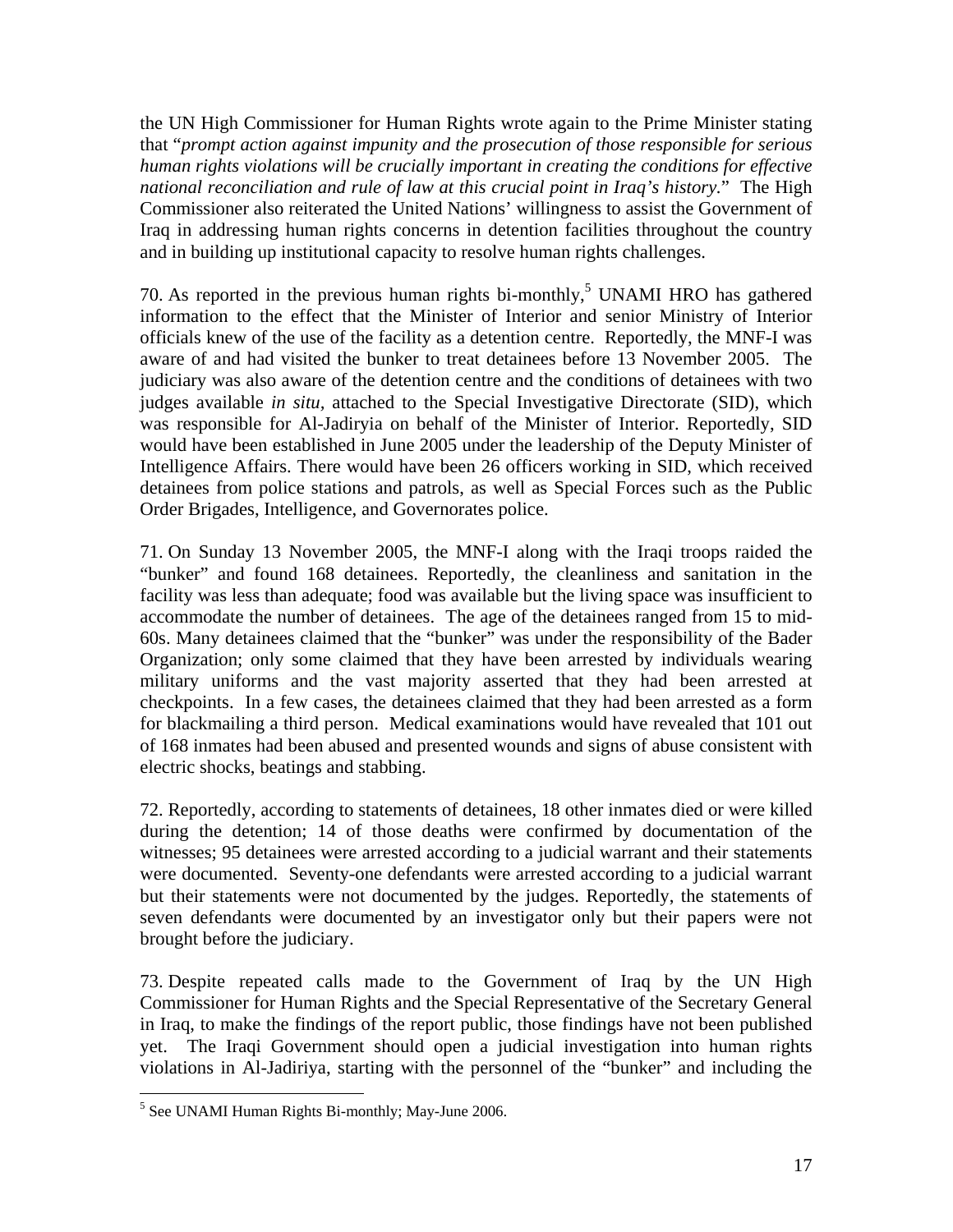the UN High Commissioner for Human Rights wrote again to the Prime Minister stating that "*prompt action against impunity and the prosecution of those responsible for serious human rights violations will be crucially important in creating the conditions for effective national reconciliation and rule of law at this crucial point in Iraq's history.*" The High Commissioner also reiterated the United Nations' willingness to assist the Government of Iraq in addressing human rights concerns in detention facilities throughout the country and in building up institutional capacity to resolve human rights challenges.

70. As reported in the previous human rights bi-monthly,[5] UNAMI HRO has gathered information to the effect that the Minister of Interior and senior Ministry of Interior officials knew of the use of the facility as a detention centre. Reportedly, the MNF-I was aware of and had visited the bunker to treat detainees before 13 November 2005. The judiciary was also aware of the detention centre and the conditions of detainees with two judges available *in situ,* attached to the Special Investigative Directorate (SID), which was responsible for Al-Jadiryia on behalf of the Minister of Interior. Reportedly, SID would have been established in June 2005 under the leadership of the Deputy Minister of Intelligence Affairs. There would have been 26 officers working in SID, which received detainees from police stations and patrols, as well as Special Forces such as the Public Order Brigades, Intelligence, and Governorates police.

71. On Sunday 13 November 2005, the MNF-I along with the Iraqi troops raided the "bunker" and found 168 detainees. Reportedly, the cleanliness and sanitation in the facility was less than adequate; food was available but the living space was insufficient to accommodate the number of detainees. The age of the detainees ranged from 15 to mid-60s. Many detainees claimed that the "bunker" was under the responsibility of the Bader Organization; only some claimed that they have been arrested by individuals wearing military uniforms and the vast majority asserted that they had been arrested at checkpoints. In a few cases, the detainees claimed that they had been arrested as a form for blackmailing a third person. Medical examinations would have revealed that 101 out of 168 inmates had been abused and presented wounds and signs of abuse consistent with electric shocks, beatings and stabbing.

72. Reportedly, according to statements of detainees, 18 other inmates died or were killed during the detention; 14 of those deaths were confirmed by documentation of the witnesses; 95 detainees were arrested according to a judicial warrant and their statements were documented. Seventy-one defendants were arrested according to a judicial warrant but their statements were not documented by the judges. Reportedly, the statements of seven defendants were documented by an investigator only but their papers were not brought before the judiciary.

73. Despite repeated calls made to the Government of Iraq by the UN High Commissioner for Human Rights and the Special Representative of the Secretary General in Iraq, to make the findings of the report public, those findings have not been published yet. The Iraqi Government should open a judicial investigation into human rights violations in Al-Jadiriya, starting with the personnel of the "bunker" and including the

---

[5] See UNAMI Human Rights Bi-monthly; May-June 2006.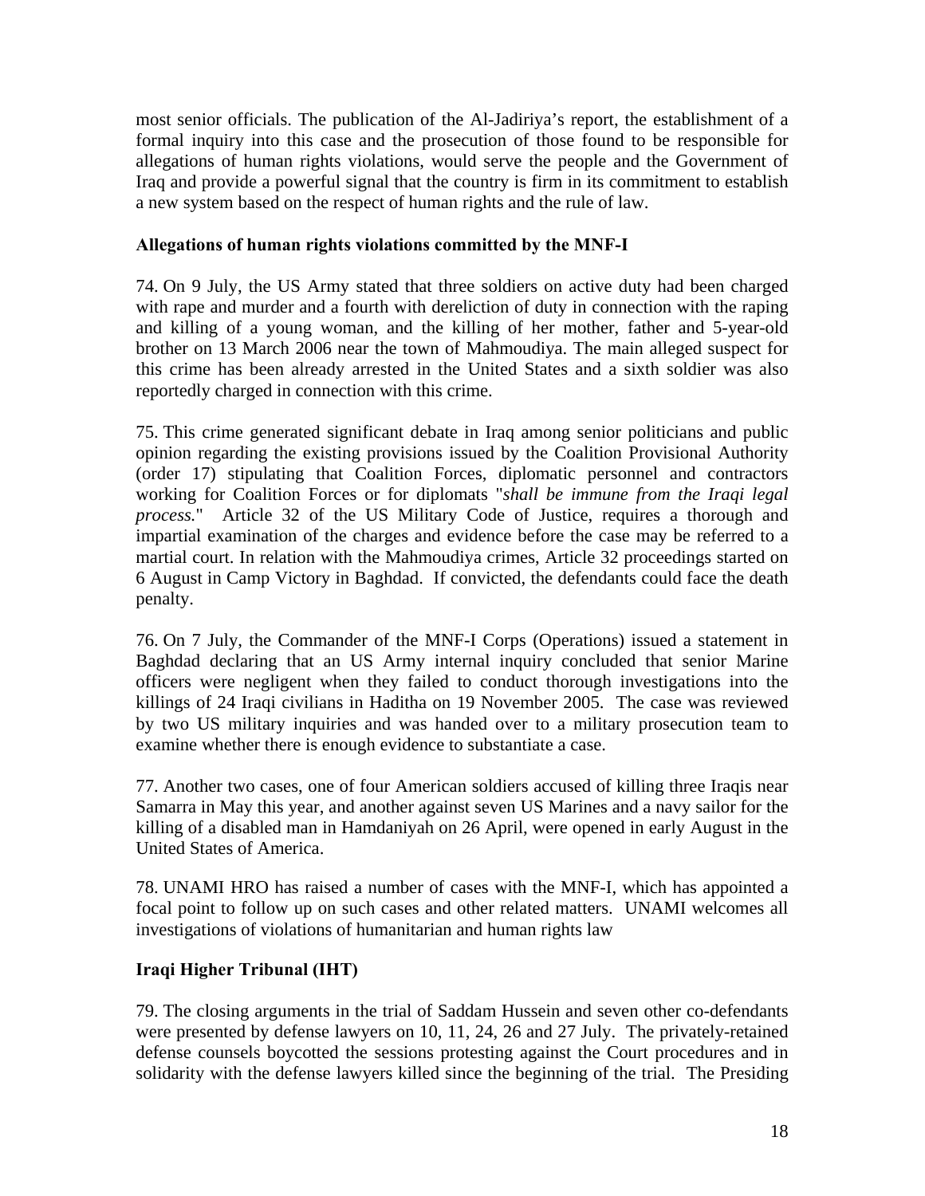most senior officials. The publication of the Al-Jadiriya's report, the establishment of a formal inquiry into this case and the prosecution of those found to be responsible for allegations of human rights violations, would serve the people and the Government of Iraq and provide a powerful signal that the country is firm in its commitment to establish a new system based on the respect of human rights and the rule of law.

**Allegations of human rights violations committed by the MNF-I**

74. On 9 July, the US Army stated that three soldiers on active duty had been charged with rape and murder and a fourth with dereliction of duty in connection with the raping and killing of a young woman, and the killing of her mother, father and 5-year-old brother on 13 March 2006 near the town of Mahmoudiya. The main alleged suspect for this crime has been already arrested in the United States and a sixth soldier was also reportedly charged in connection with this crime.

75. This crime generated significant debate in Iraq among senior politicians and public opinion regarding the existing provisions issued by the Coalition Provisional Authority (order 17) stipulating that Coalition Forces, diplomatic personnel and contractors working for Coalition Forces or for diplomats "*shall be immune from the Iraqi legal process.*" Article 32 of the US Military Code of Justice, requires a thorough and impartial examination of the charges and evidence before the case may be referred to a martial court. In relation with the Mahmoudiya crimes, Article 32 proceedings started on 6 August in Camp Victory in Baghdad. If convicted, the defendants could face the death penalty.

76. On 7 July, the Commander of the MNF-I Corps (Operations) issued a statement in Baghdad declaring that an US Army internal inquiry concluded that senior Marine officers were negligent when they failed to conduct thorough investigations into the killings of 24 Iraqi civilians in Haditha on 19 November 2005. The case was reviewed by two US military inquiries and was handed over to a military prosecution team to examine whether there is enough evidence to substantiate a case.

77. Another two cases, one of four American soldiers accused of killing three Iraqis near Samarra in May this year, and another against seven US Marines and a navy sailor for the killing of a disabled man in Hamdaniyah on 26 April, were opened in early August in the United States of America.

78. UNAMI HRO has raised a number of cases with the MNF-I, which has appointed a focal point to follow up on such cases and other related matters. UNAMI welcomes all investigations of violations of humanitarian and human rights law

**Iraqi Higher Tribunal (IHT)**

79. The closing arguments in the trial of Saddam Hussein and seven other co-defendants were presented by defense lawyers on 10, 11, 24, 26 and 27 July. The privately-retained defense counsels boycotted the sessions protesting against the Court procedures and in solidarity with the defense lawyers killed since the beginning of the trial. The Presiding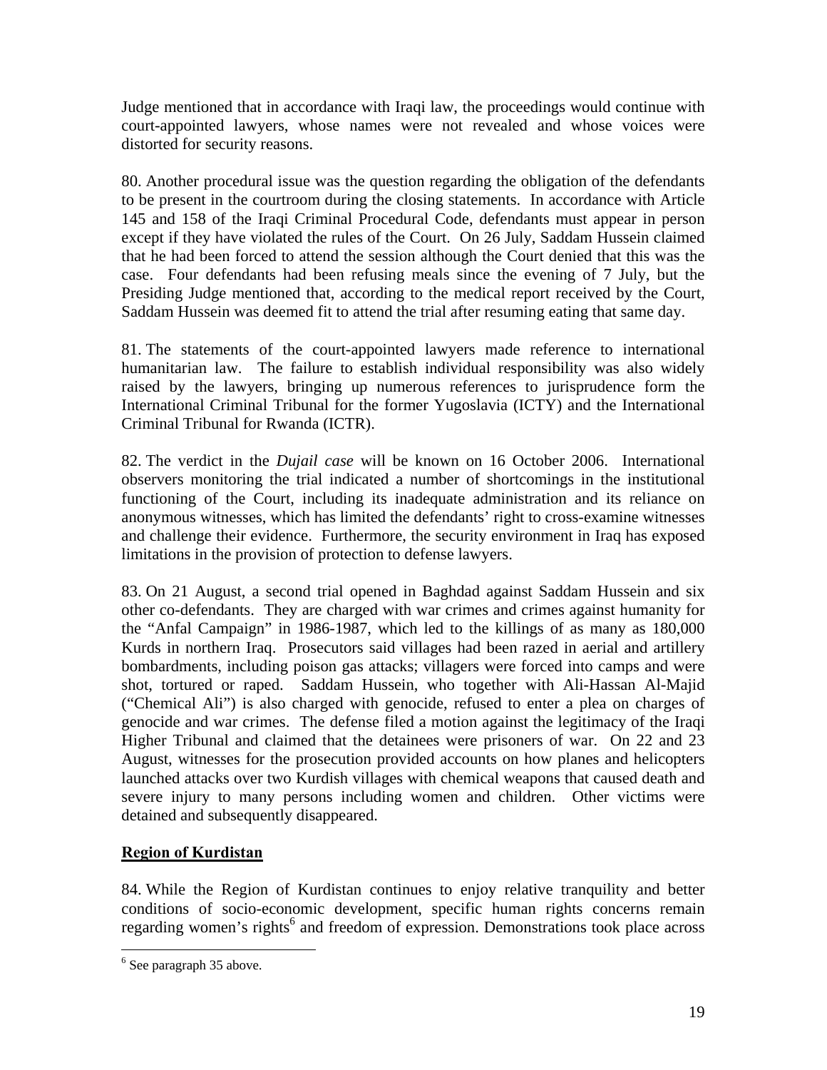Judge mentioned that in accordance with Iraqi law, the proceedings would continue with court-appointed lawyers, whose names were not revealed and whose voices were distorted for security reasons.

80. Another procedural issue was the question regarding the obligation of the defendants to be present in the courtroom during the closing statements. In accordance with Article 145 and 158 of the Iraqi Criminal Procedural Code, defendants must appear in person except if they have violated the rules of the Court. On 26 July, Saddam Hussein claimed that he had been forced to attend the session although the Court denied that this was the case. Four defendants had been refusing meals since the evening of 7 July, but the Presiding Judge mentioned that, according to the medical report received by the Court, Saddam Hussein was deemed fit to attend the trial after resuming eating that same day.

81. The statements of the court-appointed lawyers made reference to international humanitarian law. The failure to establish individual responsibility was also widely raised by the lawyers, bringing up numerous references to jurisprudence form the International Criminal Tribunal for the former Yugoslavia (ICTY) and the International Criminal Tribunal for Rwanda (ICTR).

82. The verdict in the *Dujail case* will be known on 16 October 2006. International observers monitoring the trial indicated a number of shortcomings in the institutional functioning of the Court, including its inadequate administration and its reliance on anonymous witnesses, which has limited the defendants' right to cross-examine witnesses and challenge their evidence. Furthermore, the security environment in Iraq has exposed limitations in the provision of protection to defense lawyers.

83. On 21 August, a second trial opened in Baghdad against Saddam Hussein and six other co-defendants. They are charged with war crimes and crimes against humanity for the "Anfal Campaign" in 1986-1987, which led to the killings of as many as 180,000 Kurds in northern Iraq. Prosecutors said villages had been razed in aerial and artillery bombardments, including poison gas attacks; villagers were forced into camps and were shot, tortured or raped. Saddam Hussein, who together with Ali-Hassan Al-Majid ("Chemical Ali") is also charged with genocide, refused to enter a plea on charges of genocide and war crimes. The defense filed a motion against the legitimacy of the Iraqi Higher Tribunal and claimed that the detainees were prisoners of war. On 22 and 23 August, witnesses for the prosecution provided accounts on how planes and helicopters launched attacks over two Kurdish villages with chemical weapons that caused death and severe injury to many persons including women and children. Other victims were detained and subsequently disappeared.

## Region of Kurdistan

84. While the Region of Kurdistan continues to enjoy relative tranquility and better conditions of socio-economic development, specific human rights concerns remain regarding women's rights[6] and freedom of expression. Demonstrations took place across

[6] See paragraph 35 above.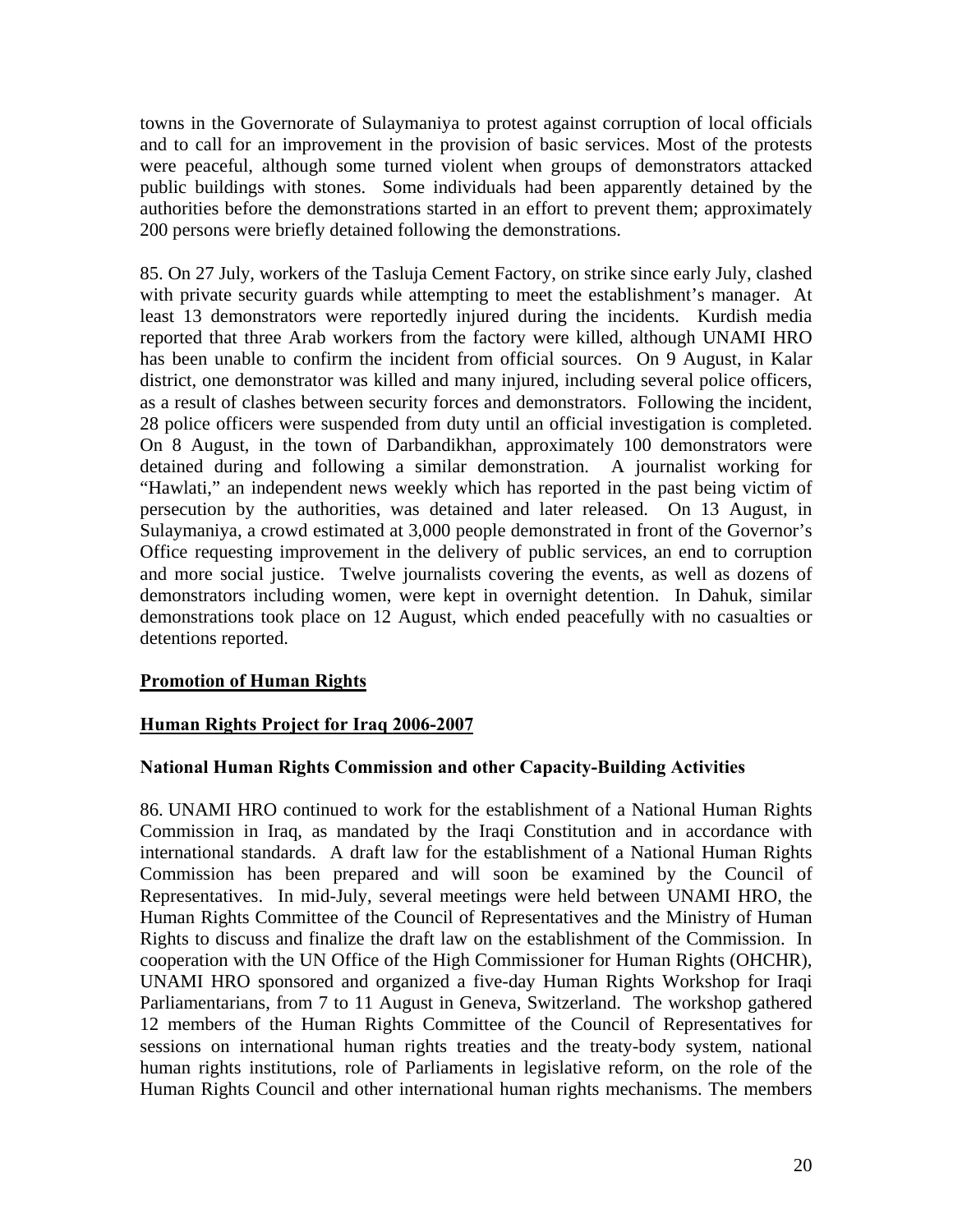towns in the Governorate of Sulaymaniya to protest against corruption of local officials and to call for an improvement in the provision of basic services. Most of the protests were peaceful, although some turned violent when groups of demonstrators attacked public buildings with stones. Some individuals had been apparently detained by the authorities before the demonstrations started in an effort to prevent them; approximately 200 persons were briefly detained following the demonstrations.

85. On 27 July, workers of the Tasluja Cement Factory, on strike since early July, clashed with private security guards while attempting to meet the establishment's manager. At least 13 demonstrators were reportedly injured during the incidents. Kurdish media reported that three Arab workers from the factory were killed, although UNAMI HRO has been unable to confirm the incident from official sources. On 9 August, in Kalar district, one demonstrator was killed and many injured, including several police officers, as a result of clashes between security forces and demonstrators. Following the incident, 28 police officers were suspended from duty until an official investigation is completed. On 8 August, in the town of Darbandikhan, approximately 100 demonstrators were detained during and following a similar demonstration. A journalist working for "Hawlati," an independent news weekly which has reported in the past being victim of persecution by the authorities, was detained and later released. On 13 August, in Sulaymaniya, a crowd estimated at 3,000 people demonstrated in front of the Governor's Office requesting improvement in the delivery of public services, an end to corruption and more social justice. Twelve journalists covering the events, as well as dozens of demonstrators including women, were kept in overnight detention. In Dahuk, similar demonstrations took place on 12 August, which ended peacefully with no casualties or detentions reported.

## Promotion of Human Rights

## Human Rights Project for Iraq 2006-2007

### National Human Rights Commission and other Capacity-Building Activities

86. UNAMI HRO continued to work for the establishment of a National Human Rights Commission in Iraq, as mandated by the Iraqi Constitution and in accordance with international standards. A draft law for the establishment of a National Human Rights Commission has been prepared and will soon be examined by the Council of Representatives. In mid-July, several meetings were held between UNAMI HRO, the Human Rights Committee of the Council of Representatives and the Ministry of Human Rights to discuss and finalize the draft law on the establishment of the Commission. In cooperation with the UN Office of the High Commissioner for Human Rights (OHCHR), UNAMI HRO sponsored and organized a five-day Human Rights Workshop for Iraqi Parliamentarians, from 7 to 11 August in Geneva, Switzerland. The workshop gathered 12 members of the Human Rights Committee of the Council of Representatives for sessions on international human rights treaties and the treaty-body system, national human rights institutions, role of Parliaments in legislative reform, on the role of the Human Rights Council and other international human rights mechanisms. The members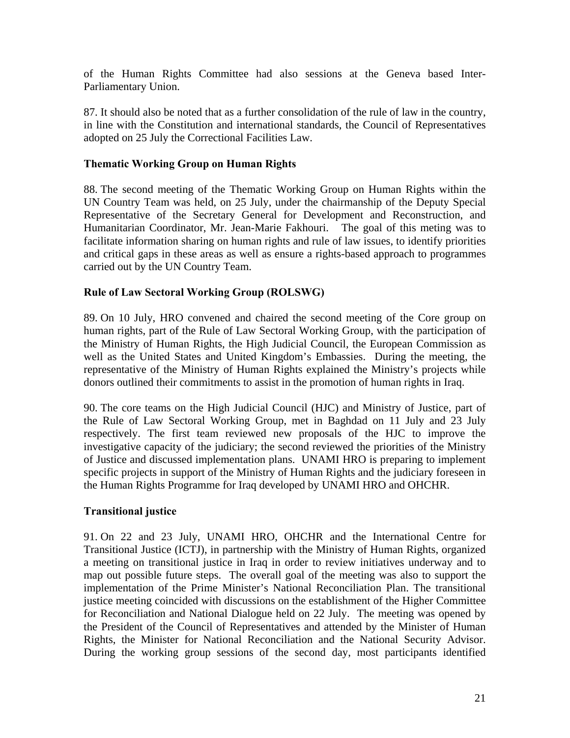of the Human Rights Committee had also sessions at the Geneva based Inter-Parliamentary Union.

87. It should also be noted that as a further consolidation of the rule of law in the country, in line with the Constitution and international standards, the Council of Representatives adopted on 25 July the Correctional Facilities Law.

### Thematic Working Group on Human Rights

88. The second meeting of the Thematic Working Group on Human Rights within the UN Country Team was held, on 25 July, under the chairmanship of the Deputy Special Representative of the Secretary General for Development and Reconstruction, and Humanitarian Coordinator, Mr. Jean-Marie Fakhouri. The goal of this meting was to facilitate information sharing on human rights and rule of law issues, to identify priorities and critical gaps in these areas as well as ensure a rights-based approach to programmes carried out by the UN Country Team.

### Rule of Law Sectoral Working Group (ROLSWG)

89. On 10 July, HRO convened and chaired the second meeting of the Core group on human rights, part of the Rule of Law Sectoral Working Group, with the participation of the Ministry of Human Rights, the High Judicial Council, the European Commission as well as the United States and United Kingdom's Embassies. During the meeting, the representative of the Ministry of Human Rights explained the Ministry's projects while donors outlined their commitments to assist in the promotion of human rights in Iraq.

90. The core teams on the High Judicial Council (HJC) and Ministry of Justice, part of the Rule of Law Sectoral Working Group, met in Baghdad on 11 July and 23 July respectively. The first team reviewed new proposals of the HJC to improve the investigative capacity of the judiciary; the second reviewed the priorities of the Ministry of Justice and discussed implementation plans. UNAMI HRO is preparing to implement specific projects in support of the Ministry of Human Rights and the judiciary foreseen in the Human Rights Programme for Iraq developed by UNAMI HRO and OHCHR.

### Transitional justice

91. On 22 and 23 July, UNAMI HRO, OHCHR and the International Centre for Transitional Justice (ICTJ), in partnership with the Ministry of Human Rights, organized a meeting on transitional justice in Iraq in order to review initiatives underway and to map out possible future steps. The overall goal of the meeting was also to support the implementation of the Prime Minister's National Reconciliation Plan. The transitional justice meeting coincided with discussions on the establishment of the Higher Committee for Reconciliation and National Dialogue held on 22 July. The meeting was opened by the President of the Council of Representatives and attended by the Minister of Human Rights, the Minister for National Reconciliation and the National Security Advisor. During the working group sessions of the second day, most participants identified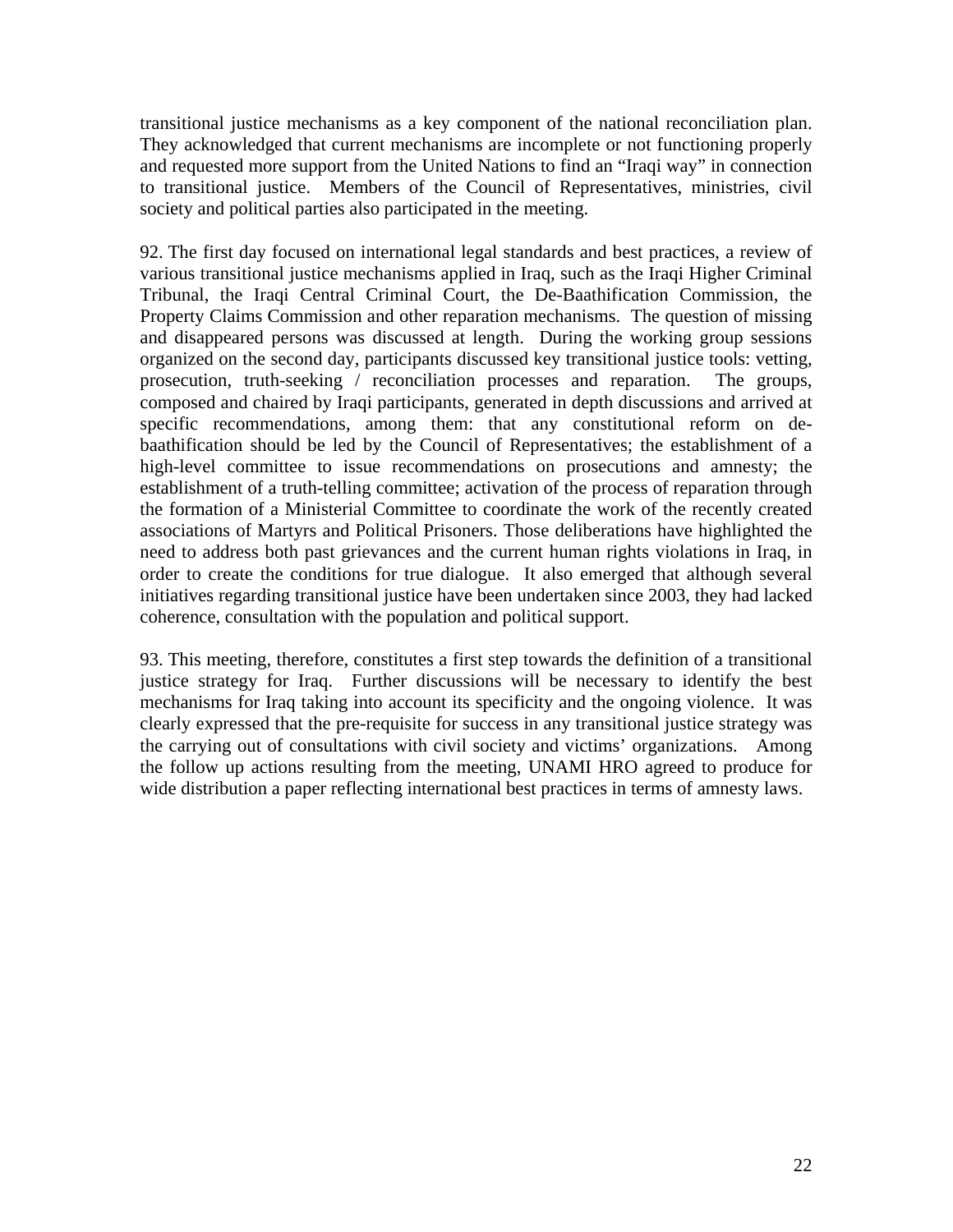transitional justice mechanisms as a key component of the national reconciliation plan. They acknowledged that current mechanisms are incomplete or not functioning properly and requested more support from the United Nations to find an "Iraqi way" in connection to transitional justice. Members of the Council of Representatives, ministries, civil society and political parties also participated in the meeting.

92. The first day focused on international legal standards and best practices, a review of various transitional justice mechanisms applied in Iraq, such as the Iraqi Higher Criminal Tribunal, the Iraqi Central Criminal Court, the De-Baathification Commission, the Property Claims Commission and other reparation mechanisms. The question of missing and disappeared persons was discussed at length. During the working group sessions organized on the second day, participants discussed key transitional justice tools: vetting, prosecution, truth-seeking / reconciliation processes and reparation. The groups, composed and chaired by Iraqi participants, generated in depth discussions and arrived at specific recommendations, among them: that any constitutional reform on de-baathification should be led by the Council of Representatives; the establishment of a high-level committee to issue recommendations on prosecutions and amnesty; the establishment of a truth-telling committee; activation of the process of reparation through the formation of a Ministerial Committee to coordinate the work of the recently created associations of Martyrs and Political Prisoners. Those deliberations have highlighted the need to address both past grievances and the current human rights violations in Iraq, in order to create the conditions for true dialogue. It also emerged that although several initiatives regarding transitional justice have been undertaken since 2003, they had lacked coherence, consultation with the population and political support.

93. This meeting, therefore, constitutes a first step towards the definition of a transitional justice strategy for Iraq. Further discussions will be necessary to identify the best mechanisms for Iraq taking into account its specificity and the ongoing violence. It was clearly expressed that the pre-requisite for success in any transitional justice strategy was the carrying out of consultations with civil society and victims' organizations. Among the follow up actions resulting from the meeting, UNAMI HRO agreed to produce for wide distribution a paper reflecting international best practices in terms of amnesty laws.